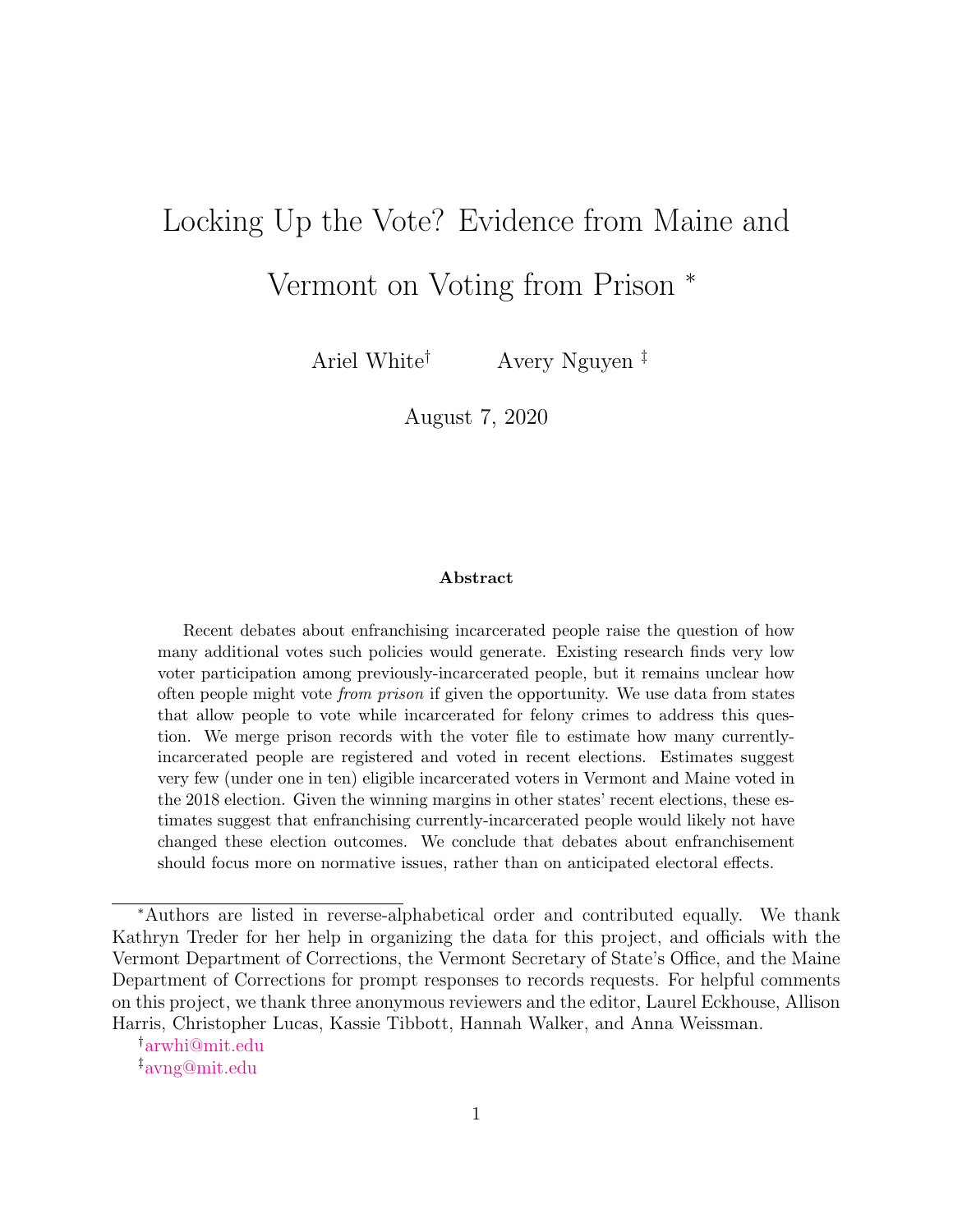# Locking Up the Vote? Evidence from Maine and Vermont on Voting from Prison [*]

Ariel White[†] Avery Nguyen [‡]

August 7, 2020

### Abstract

Recent debates about enfranchising incarcerated people raise the question of how many additional votes such policies would generate. Existing research finds very low voter participation among previously-incarcerated people, but it remains unclear how often people might vote *from prison* if given the opportunity. We use data from states that allow people to vote while incarcerated for felony crimes to address this question. We merge prison records with the voter file to estimate how many currently-incarcerated people are registered and voted in recent elections. Estimates suggest very few (under one in ten) eligible incarcerated voters in Vermont and Maine voted in the 2018 election. Given the winning margins in other states' recent elections, these estimates suggest that enfranchising currently-incarcerated people would likely not have changed these election outcomes. We conclude that debates about enfranchisement should focus more on normative issues, rather than on anticipated electoral effects.

---

[*]Authors are listed in reverse-alphabetical order and contributed equally. We thank Kathryn Treder for her help in organizing the data for this project, and officials with the Vermont Department of Corrections, the Vermont Secretary of State's Office, and the Maine Department of Corrections for prompt responses to records requests. For helpful comments on this project, we thank three anonymous reviewers and the editor, Laurel Eckhouse, Allison Harris, Christopher Lucas, Kassie Tibbott, Hannah Walker, and Anna Weissman.

[†]arwhi@mit.edu

[‡]avng@mit.edu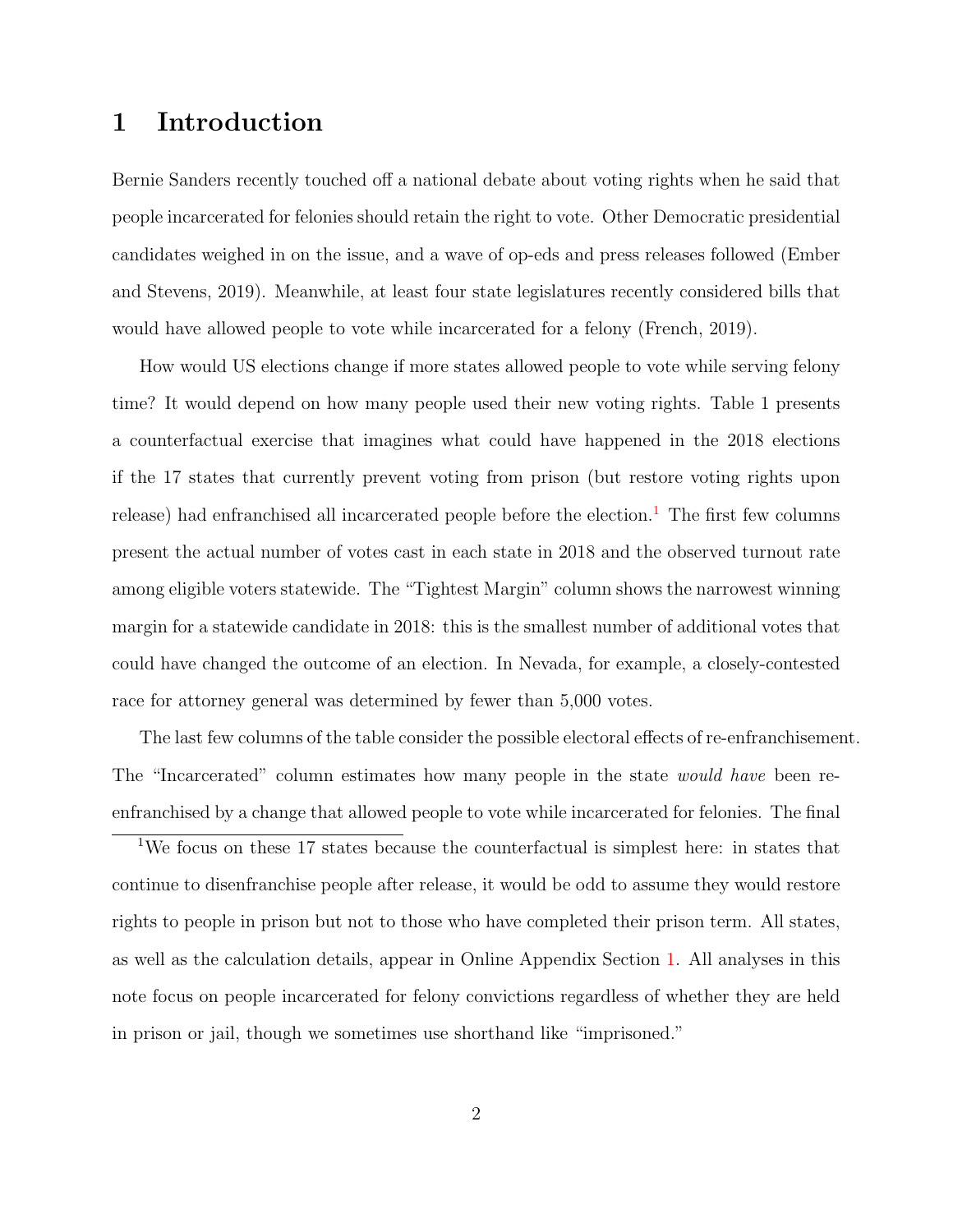# 1 Introduction

Bernie Sanders recently touched off a national debate about voting rights when he said that people incarcerated for felonies should retain the right to vote. Other Democratic presidential candidates weighed in on the issue, and a wave of op-eds and press releases followed (Ember and Stevens, 2019). Meanwhile, at least four state legislatures recently considered bills that would have allowed people to vote while incarcerated for a felony (French, 2019).

How would US elections change if more states allowed people to vote while serving felony time? It would depend on how many people used their new voting rights. Table 1 presents a counterfactual exercise that imagines what could have happened in the 2018 elections if the 17 states that currently prevent voting from prison (but restore voting rights upon release) had enfranchised all incarcerated people before the election.[1] The first few columns present the actual number of votes cast in each state in 2018 and the observed turnout rate among eligible voters statewide. The "Tightest Margin" column shows the narrowest winning margin for a statewide candidate in 2018: this is the smallest number of additional votes that could have changed the outcome of an election. In Nevada, for example, a closely-contested race for attorney general was determined by fewer than 5,000 votes.

The last few columns of the table consider the possible electoral effects of re-enfranchisement. The "Incarcerated" column estimates how many people in the state *would have* been re-enfranchised by a change that allowed people to vote while incarcerated for felonies. The final

[1] We focus on these 17 states because the counterfactual is simplest here: in states that continue to disenfranchise people after release, it would be odd to assume they would restore rights to people in prison but not to those who have completed their prison term. All states, as well as the calculation details, appear in Online Appendix Section 1. All analyses in this note focus on people incarcerated for felony convictions regardless of whether they are held in prison or jail, though we sometimes use shorthand like "imprisoned."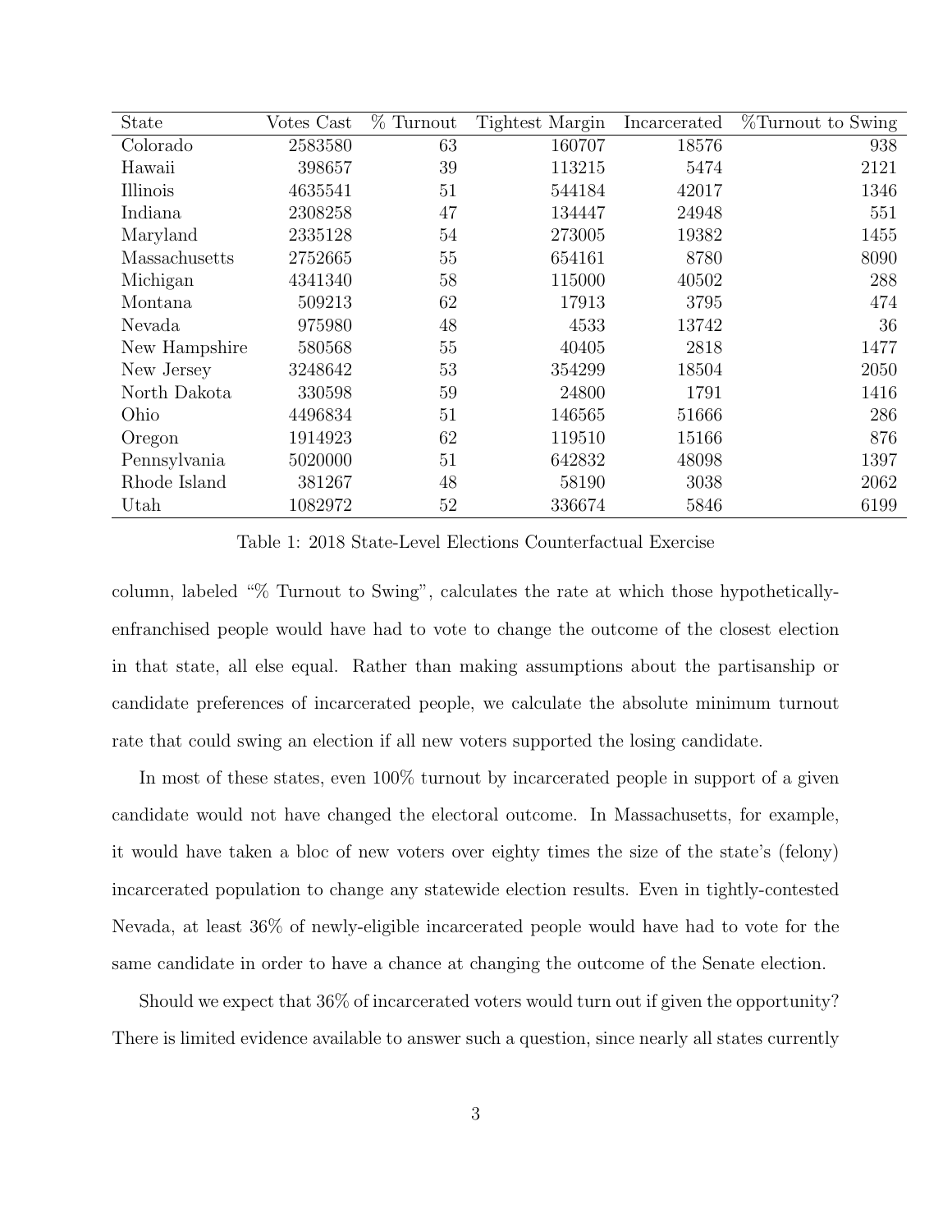| State | Votes Cast | % Turnout | Tightest Margin | Incarcerated | %Turnout to Swing |
|---|---|---|---|---|---|
| Colorado | 2583580 | 63 | 160707 | 18576 | 938 |
| Hawaii | 398657 | 39 | 113215 | 5474 | 2121 |
| Illinois | 4635541 | 51 | 544184 | 42017 | 1346 |
| Indiana | 2308258 | 47 | 134447 | 24948 | 551 |
| Maryland | 2335128 | 54 | 273005 | 19382 | 1455 |
| Massachusetts | 2752665 | 55 | 654161 | 8780 | 8090 |
| Michigan | 4341340 | 58 | 115000 | 40502 | 288 |
| Montana | 509213 | 62 | 17913 | 3795 | 474 |
| Nevada | 975980 | 48 | 4533 | 13742 | 36 |
| New Hampshire | 580568 | 55 | 40405 | 2818 | 1477 |
| New Jersey | 3248642 | 53 | 354299 | 18504 | 2050 |
| North Dakota | 330598 | 59 | 24800 | 1791 | 1416 |
| Ohio | 4496834 | 51 | 146565 | 51666 | 286 |
| Oregon | 1914923 | 62 | 119510 | 15166 | 876 |
| Pennsylvania | 5020000 | 51 | 642832 | 48098 | 1397 |
| Rhode Island | 381267 | 48 | 58190 | 3038 | 2062 |
| Utah | 1082972 | 52 | 336674 | 5846 | 6199 |

Table 1: 2018 State-Level Elections Counterfactual Exercise

column, labeled "% Turnout to Swing", calculates the rate at which those hypothetically-enfranchised people would have had to vote to change the outcome of the closest election in that state, all else equal. Rather than making assumptions about the partisanship or candidate preferences of incarcerated people, we calculate the absolute minimum turnout rate that could swing an election if all new voters supported the losing candidate.

In most of these states, even 100% turnout by incarcerated people in support of a given candidate would not have changed the electoral outcome. In Massachusetts, for example, it would have taken a bloc of new voters over eighty times the size of the state's (felony) incarcerated population to change any statewide election results. Even in tightly-contested Nevada, at least 36% of newly-eligible incarcerated people would have had to vote for the same candidate in order to have a chance at changing the outcome of the Senate election.

Should we expect that 36% of incarcerated voters would turn out if given the opportunity? There is limited evidence available to answer such a question, since nearly all states currently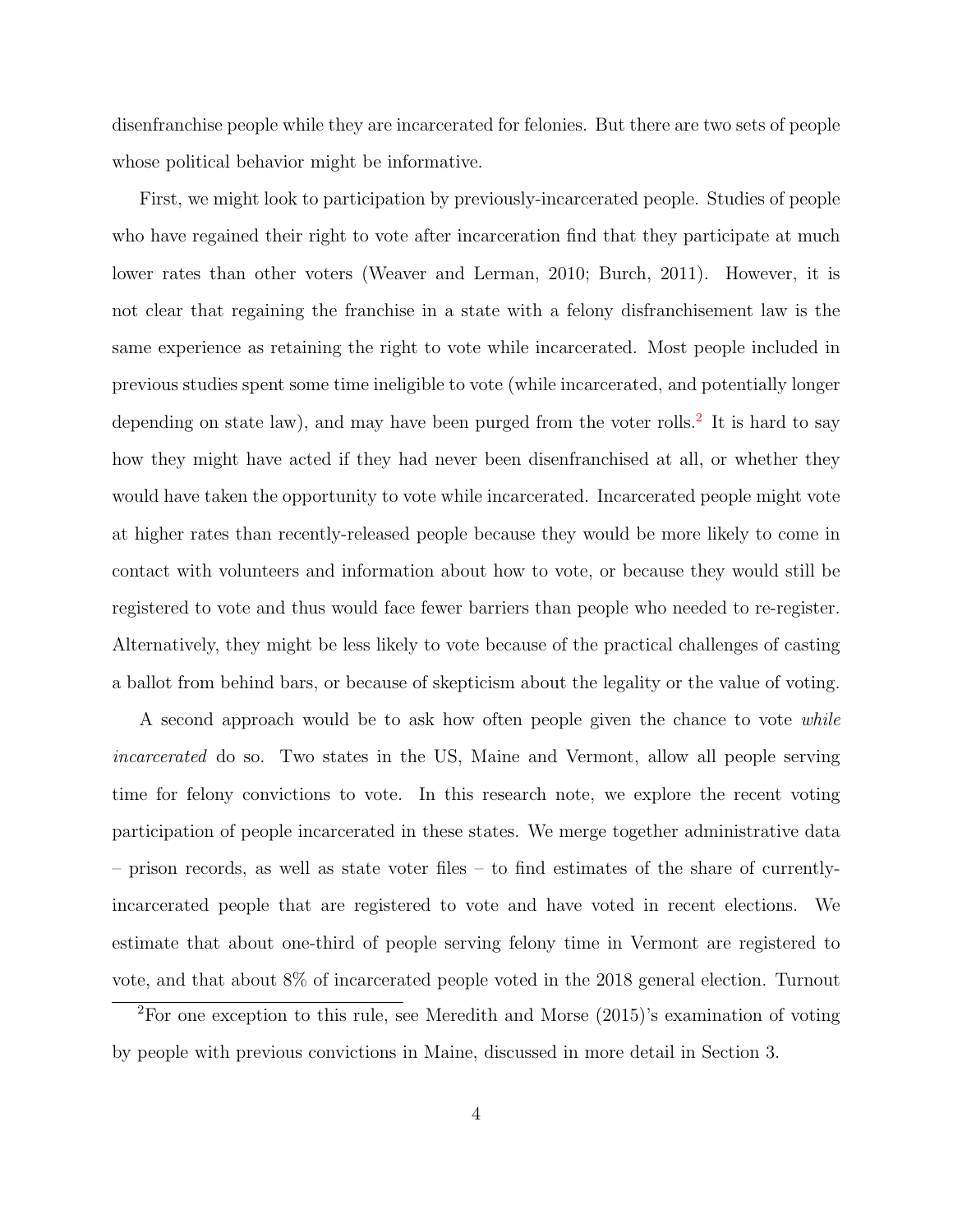disenfranchise people while they are incarcerated for felonies. But there are two sets of people whose political behavior might be informative.

First, we might look to participation by previously-incarcerated people. Studies of people who have regained their right to vote after incarceration find that they participate at much lower rates than other voters (Weaver and Lerman, 2010; Burch, 2011). However, it is not clear that regaining the franchise in a state with a felony disfranchisement law is the same experience as retaining the right to vote while incarcerated. Most people included in previous studies spent some time ineligible to vote (while incarcerated, and potentially longer depending on state law), and may have been purged from the voter rolls.[2] It is hard to say how they might have acted if they had never been disenfranchised at all, or whether they would have taken the opportunity to vote while incarcerated. Incarcerated people might vote at higher rates than recently-released people because they would be more likely to come in contact with volunteers and information about how to vote, or because they would still be registered to vote and thus would face fewer barriers than people who needed to re-register. Alternatively, they might be less likely to vote because of the practical challenges of casting a ballot from behind bars, or because of skepticism about the legality or the value of voting.

A second approach would be to ask how often people given the chance to vote *while incarcerated* do so. Two states in the US, Maine and Vermont, allow all people serving time for felony convictions to vote. In this research note, we explore the recent voting participation of people incarcerated in these states. We merge together administrative data – prison records, as well as state voter files – to find estimates of the share of currently-incarcerated people that are registered to vote and have voted in recent elections. We estimate that about one-third of people serving felony time in Vermont are registered to vote, and that about 8% of incarcerated people voted in the 2018 general election. Turnout

[2] For one exception to this rule, see Meredith and Morse (2015)'s examination of voting by people with previous convictions in Maine, discussed in more detail in Section 3.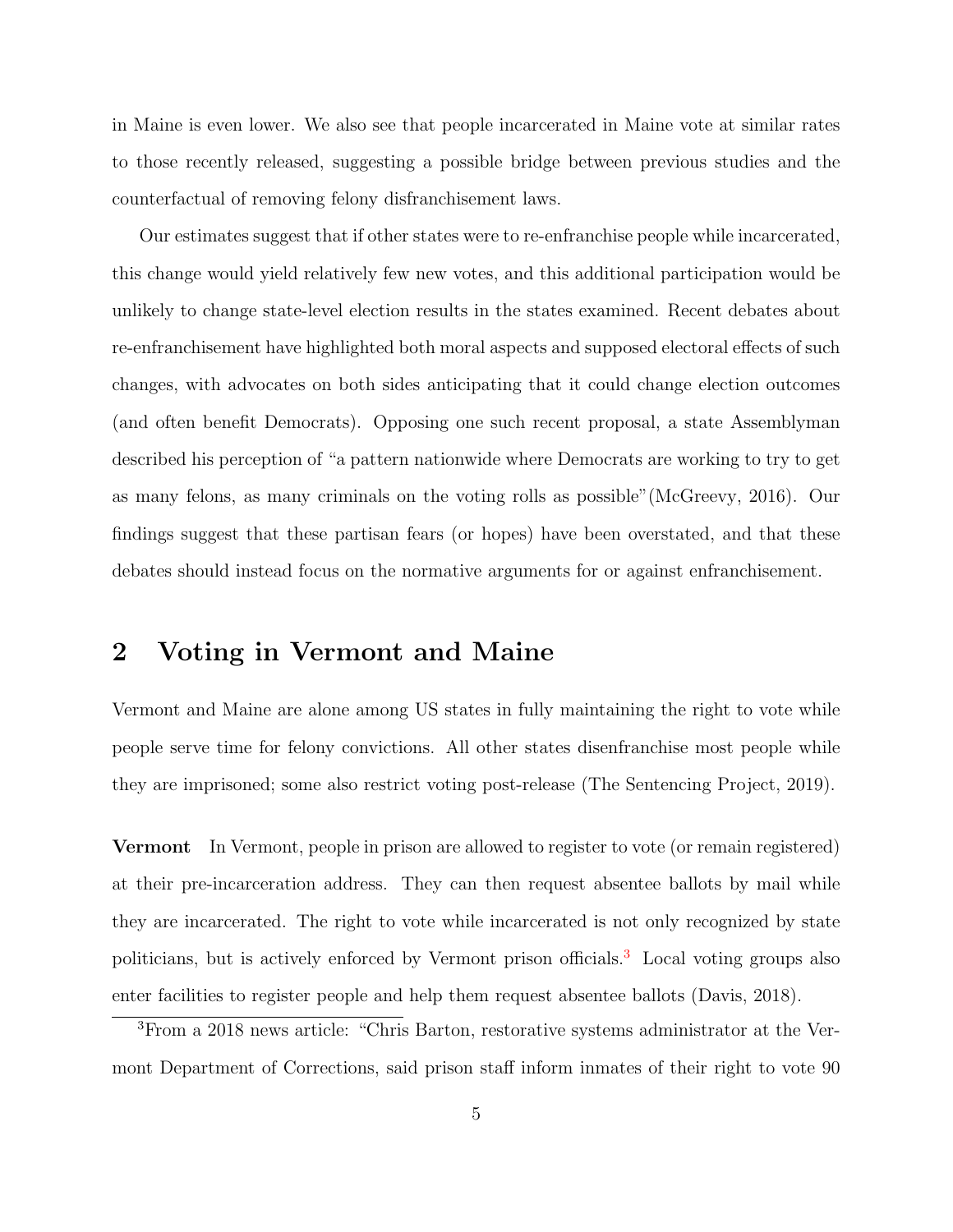in Maine is even lower. We also see that people incarcerated in Maine vote at similar rates to those recently released, suggesting a possible bridge between previous studies and the counterfactual of removing felony disfranchisement laws.

Our estimates suggest that if other states were to re-enfranchise people while incarcerated, this change would yield relatively few new votes, and this additional participation would be unlikely to change state-level election results in the states examined. Recent debates about re-enfranchisement have highlighted both moral aspects and supposed electoral effects of such changes, with advocates on both sides anticipating that it could change election outcomes (and often benefit Democrats). Opposing one such recent proposal, a state Assemblyman described his perception of "a pattern nationwide where Democrats are working to try to get as many felons, as many criminals on the voting rolls as possible"(McGreevy, 2016). Our findings suggest that these partisan fears (or hopes) have been overstated, and that these debates should instead focus on the normative arguments for or against enfranchisement.

## 2 Voting in Vermont and Maine

Vermont and Maine are alone among US states in fully maintaining the right to vote while people serve time for felony convictions. All other states disenfranchise most people while they are imprisoned; some also restrict voting post-release (The Sentencing Project, 2019).

**Vermont** In Vermont, people in prison are allowed to register to vote (or remain registered) at their pre-incarceration address. They can then request absentee ballots by mail while they are incarcerated. The right to vote while incarcerated is not only recognized by state politicians, but is actively enforced by Vermont prison officials.[3] Local voting groups also enter facilities to register people and help them request absentee ballots (Davis, 2018).

[3]From a 2018 news article: "Chris Barton, restorative systems administrator at the Vermont Department of Corrections, said prison staff inform inmates of their right to vote 90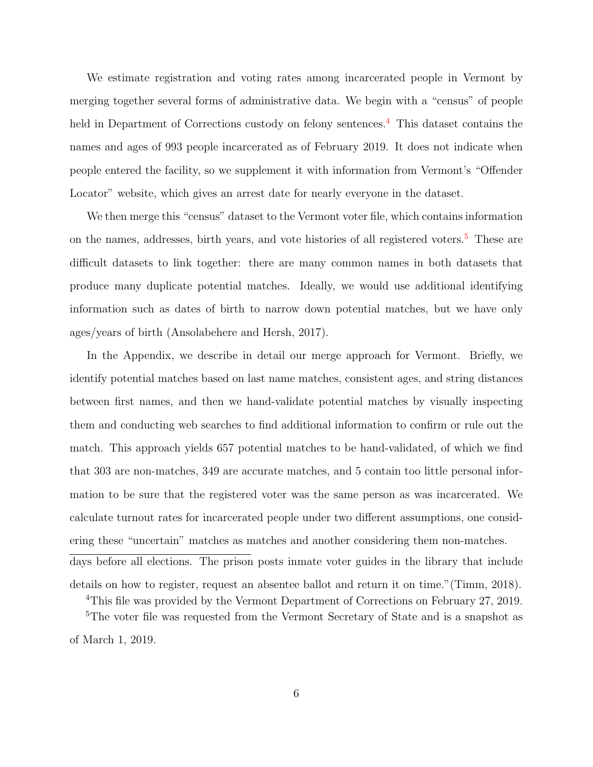We estimate registration and voting rates among incarcerated people in Vermont by merging together several forms of administrative data. We begin with a "census" of people held in Department of Corrections custody on felony sentences.[4] This dataset contains the names and ages of 993 people incarcerated as of February 2019. It does not indicate when people entered the facility, so we supplement it with information from Vermont's "Offender Locator" website, which gives an arrest date for nearly everyone in the dataset.

We then merge this "census" dataset to the Vermont voter file, which contains information on the names, addresses, birth years, and vote histories of all registered voters.[5] These are difficult datasets to link together: there are many common names in both datasets that produce many duplicate potential matches. Ideally, we would use additional identifying information such as dates of birth to narrow down potential matches, but we have only ages/years of birth (Ansolabehere and Hersh, 2017).

In the Appendix, we describe in detail our merge approach for Vermont. Briefly, we identify potential matches based on last name matches, consistent ages, and string distances between first names, and then we hand-validate potential matches by visually inspecting them and conducting web searches to find additional information to confirm or rule out the match. This approach yields 657 potential matches to be hand-validated, of which we find that 303 are non-matches, 349 are accurate matches, and 5 contain too little personal information to be sure that the registered voter was the same person as was incarcerated. We calculate turnout rates for incarcerated people under two different assumptions, one considering these "uncertain" matches as matches and another considering them non-matches.

---

days before all elections. The prison posts inmate voter guides in the library that include details on how to register, request an absentee ballot and return it on time."(Timm, 2018).

[4]This file was provided by the Vermont Department of Corrections on February 27, 2019.

[5]The voter file was requested from the Vermont Secretary of State and is a snapshot as of March 1, 2019.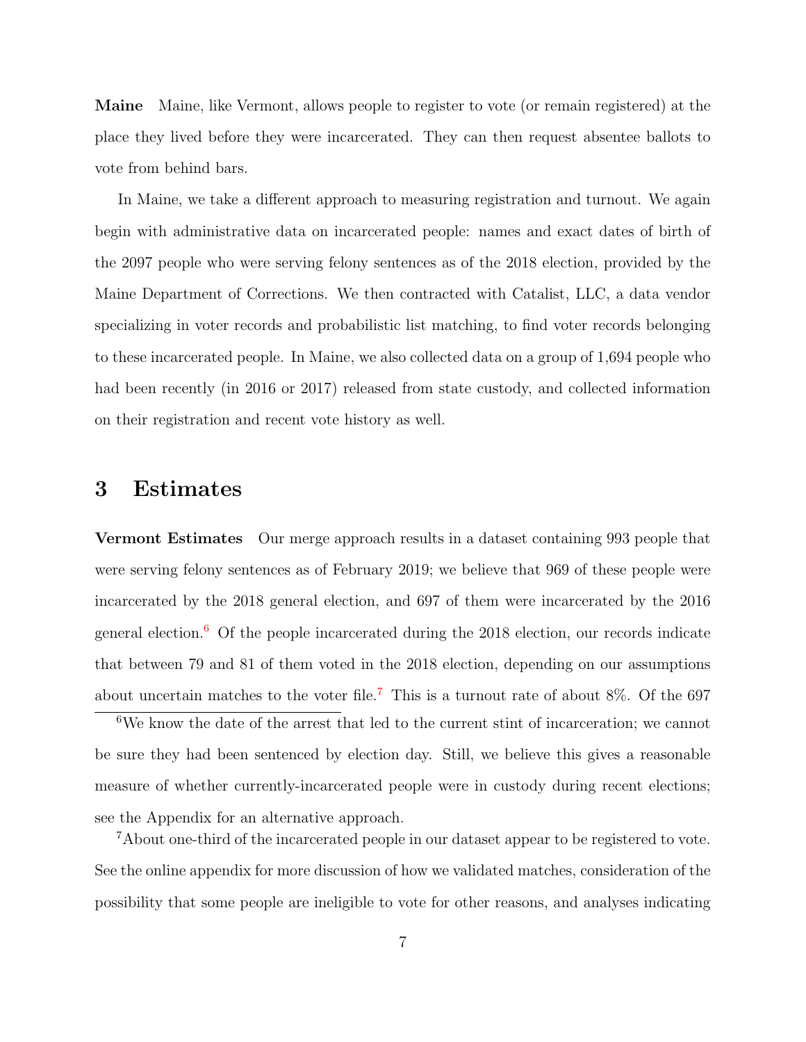**Maine** Maine, like Vermont, allows people to register to vote (or remain registered) at the place they lived before they were incarcerated. They can then request absentee ballots to vote from behind bars.

In Maine, we take a different approach to measuring registration and turnout. We again begin with administrative data on incarcerated people: names and exact dates of birth of the 2097 people who were serving felony sentences as of the 2018 election, provided by the Maine Department of Corrections. We then contracted with Catalist, LLC, a data vendor specializing in voter records and probabilistic list matching, to find voter records belonging to these incarcerated people. In Maine, we also collected data on a group of 1,694 people who had been recently (in 2016 or 2017) released from state custody, and collected information on their registration and recent vote history as well.

# 3 Estimates

**Vermont Estimates** Our merge approach results in a dataset containing 993 people that were serving felony sentences as of February 2019; we believe that 969 of these people were incarcerated by the 2018 general election, and 697 of them were incarcerated by the 2016 general election.[6] Of the people incarcerated during the 2018 election, our records indicate that between 79 and 81 of them voted in the 2018 election, depending on our assumptions about uncertain matches to the voter file.[7] This is a turnout rate of about 8%. Of the 697

[6] We know the date of the arrest that led to the current stint of incarceration; we cannot be sure they had been sentenced by election day. Still, we believe this gives a reasonable measure of whether currently-incarcerated people were in custody during recent elections; see the Appendix for an alternative approach.

[7] About one-third of the incarcerated people in our dataset appear to be registered to vote. See the online appendix for more discussion of how we validated matches, consideration of the possibility that some people are ineligible to vote for other reasons, and analyses indicating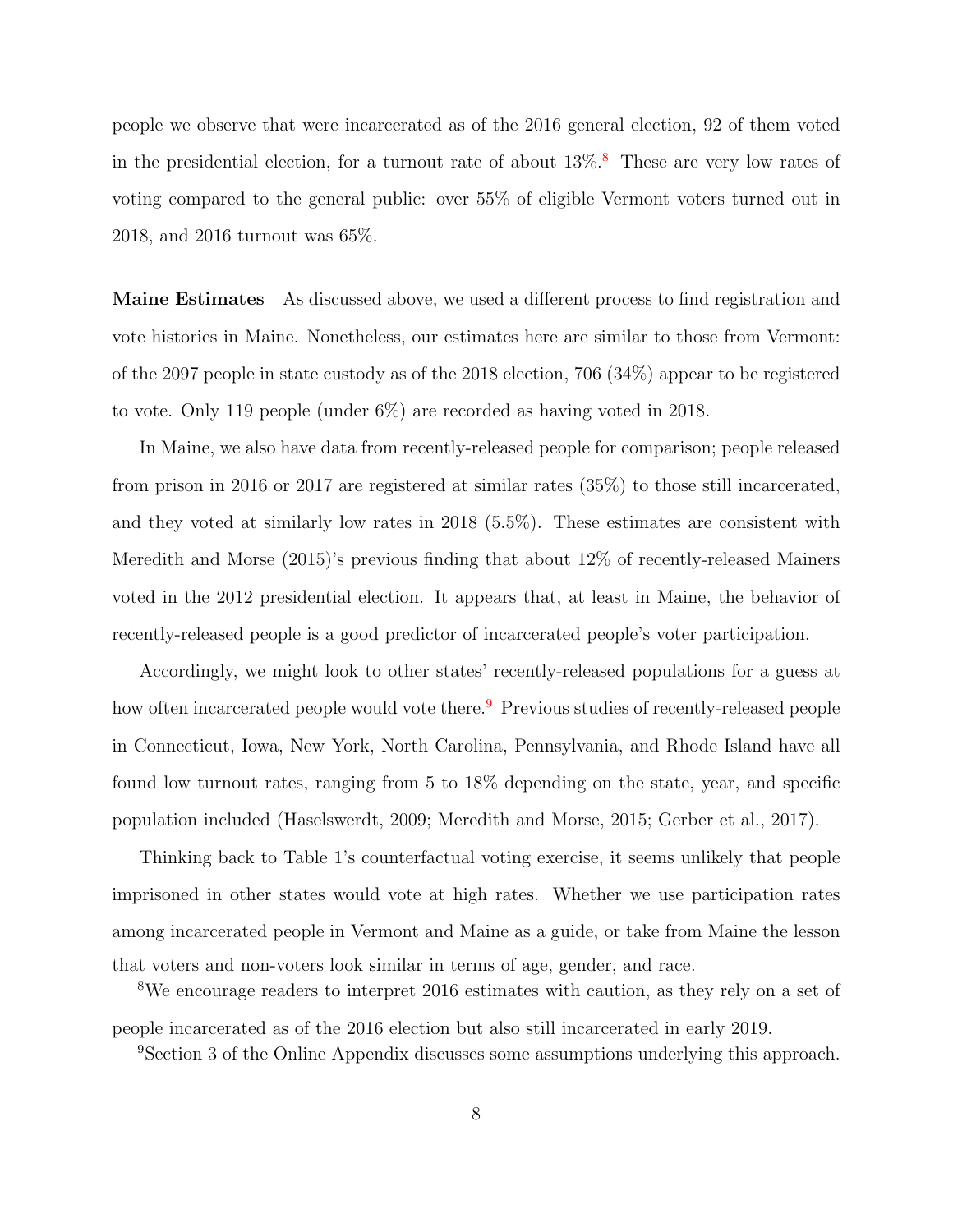people we observe that were incarcerated as of the 2016 general election, 92 of them voted in the presidential election, for a turnout rate of about 13%.[8] These are very low rates of voting compared to the general public: over 55% of eligible Vermont voters turned out in 2018, and 2016 turnout was 65%.

**Maine Estimates** As discussed above, we used a different process to find registration and vote histories in Maine. Nonetheless, our estimates here are similar to those from Vermont: of the 2097 people in state custody as of the 2018 election, 706 (34%) appear to be registered to vote. Only 119 people (under 6%) are recorded as having voted in 2018.

In Maine, we also have data from recently-released people for comparison; people released from prison in 2016 or 2017 are registered at similar rates (35%) to those still incarcerated, and they voted at similarly low rates in 2018 (5.5%). These estimates are consistent with Meredith and Morse (2015)'s previous finding that about 12% of recently-released Mainers voted in the 2012 presidential election. It appears that, at least in Maine, the behavior of recently-released people is a good predictor of incarcerated people's voter participation.

Accordingly, we might look to other states' recently-released populations for a guess at how often incarcerated people would vote there.[9] Previous studies of recently-released people in Connecticut, Iowa, New York, North Carolina, Pennsylvania, and Rhode Island have all found low turnout rates, ranging from 5 to 18% depending on the state, year, and specific population included (Haselswerdt, 2009; Meredith and Morse, 2015; Gerber et al., 2017).

Thinking back to Table 1's counterfactual voting exercise, it seems unlikely that people imprisoned in other states would vote at high rates. Whether we use participation rates among incarcerated people in Vermont and Maine as a guide, or take from Maine the lesson

---

that voters and non-voters look similar in terms of age, gender, and race.

[8] We encourage readers to interpret 2016 estimates with caution, as they rely on a set of people incarcerated as of the 2016 election but also still incarcerated in early 2019.

[9] Section 3 of the Online Appendix discusses some assumptions underlying this approach.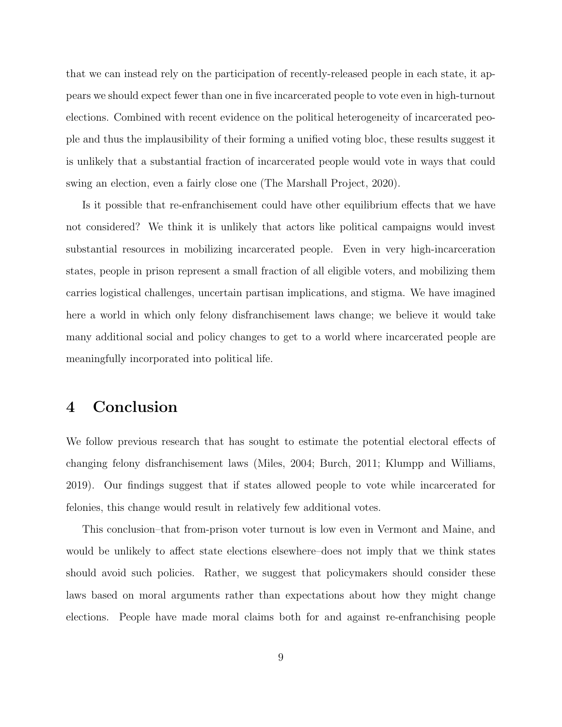that we can instead rely on the participation of recently-released people in each state, it appears we should expect fewer than one in five incarcerated people to vote even in high-turnout elections. Combined with recent evidence on the political heterogeneity of incarcerated people and thus the implausibility of their forming a unified voting bloc, these results suggest it is unlikely that a substantial fraction of incarcerated people would vote in ways that could swing an election, even a fairly close one (The Marshall Project, 2020).

Is it possible that re-enfranchisement could have other equilibrium effects that we have not considered? We think it is unlikely that actors like political campaigns would invest substantial resources in mobilizing incarcerated people. Even in very high-incarceration states, people in prison represent a small fraction of all eligible voters, and mobilizing them carries logistical challenges, uncertain partisan implications, and stigma. We have imagined here a world in which only felony disfranchisement laws change; we believe it would take many additional social and policy changes to get to a world where incarcerated people are meaningfully incorporated into political life.

## 4 Conclusion

We follow previous research that has sought to estimate the potential electoral effects of changing felony disfranchisement laws (Miles, 2004; Burch, 2011; Klumpp and Williams, 2019). Our findings suggest that if states allowed people to vote while incarcerated for felonies, this change would result in relatively few additional votes.

This conclusion–that from-prison voter turnout is low even in Vermont and Maine, and would be unlikely to affect state elections elsewhere–does not imply that we think states should avoid such policies. Rather, we suggest that policymakers should consider these laws based on moral arguments rather than expectations about how they might change elections. People have made moral claims both for and against re-enfranchising people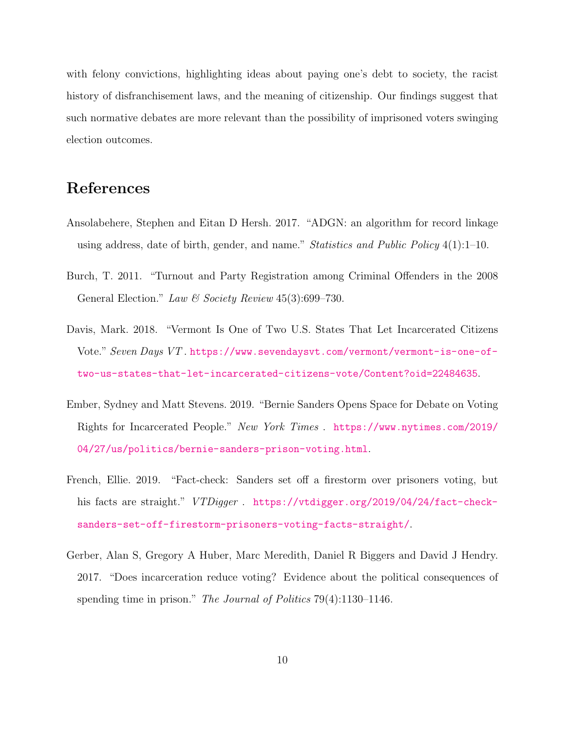with felony convictions, highlighting ideas about paying one's debt to society, the racist history of disfranchisement laws, and the meaning of citizenship. Our findings suggest that such normative debates are more relevant than the possibility of imprisoned voters swinging election outcomes.

# References

Ansolabehere, Stephen and Eitan D Hersh. 2017. "ADGN: an algorithm for record linkage using address, date of birth, gender, and name." *Statistics and Public Policy* 4(1):1–10.

Burch, T. 2011. "Turnout and Party Registration among Criminal Offenders in the 2008 General Election." *Law & Society Review* 45(3):699–730.

Davis, Mark. 2018. "Vermont Is One of Two U.S. States That Let Incarcerated Citizens Vote." *Seven Days VT* . https://www.sevendaysvt.com/vermont/vermont-is-one-of-two-us-states-that-let-incarcerated-citizens-vote/Content?oid=22484635.

Ember, Sydney and Matt Stevens. 2019. "Bernie Sanders Opens Space for Debate on Voting Rights for Incarcerated People." *New York Times* . https://www.nytimes.com/2019/04/27/us/politics/bernie-sanders-prison-voting.html.

French, Ellie. 2019. "Fact-check: Sanders set off a firestorm over prisoners voting, but his facts are straight." *VTDigger* . https://vtdigger.org/2019/04/24/fact-check-sanders-set-off-firestorm-prisoners-voting-facts-straight/.

Gerber, Alan S, Gregory A Huber, Marc Meredith, Daniel R Biggers and David J Hendry. 2017. "Does incarceration reduce voting? Evidence about the political consequences of spending time in prison." *The Journal of Politics* 79(4):1130–1146.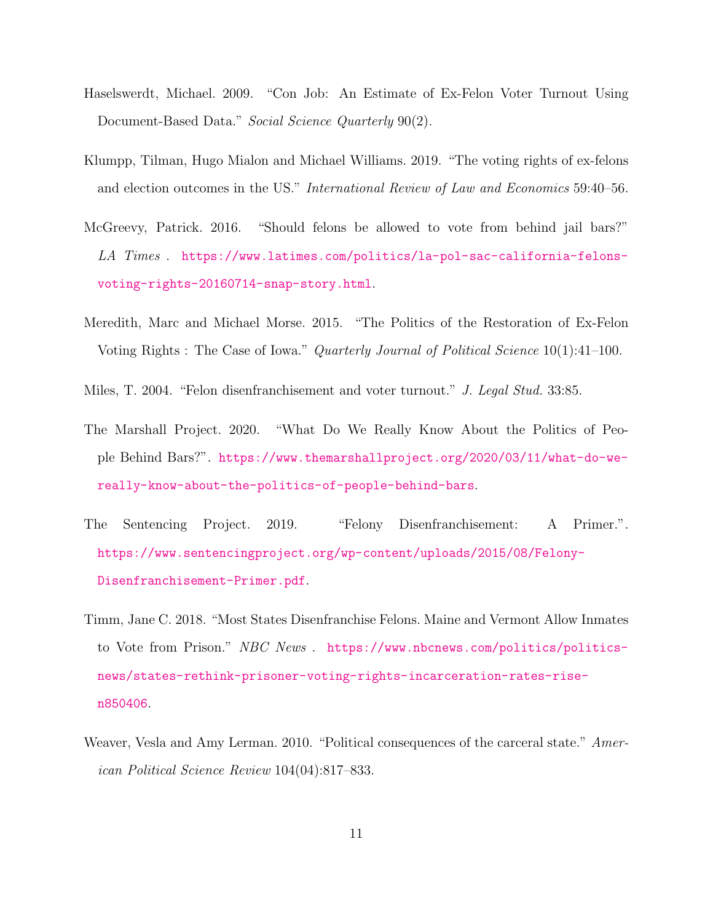Haselswerdt, Michael. 2009. "Con Job: An Estimate of Ex-Felon Voter Turnout Using Document-Based Data." *Social Science Quarterly* 90(2).

Klumpp, Tilman, Hugo Mialon and Michael Williams. 2019. "The voting rights of ex-felons and election outcomes in the US." *International Review of Law and Economics* 59:40–56.

McGreevy, Patrick. 2016. "Should felons be allowed to vote from behind jail bars?" *LA Times* . https://www.latimes.com/politics/la-pol-sac-california-felons-voting-rights-20160714-snap-story.html.

Meredith, Marc and Michael Morse. 2015. "The Politics of the Restoration of Ex-Felon Voting Rights : The Case of Iowa." *Quarterly Journal of Political Science* 10(1):41–100.

Miles, T. 2004. "Felon disenfranchisement and voter turnout." *J. Legal Stud.* 33:85.

The Marshall Project. 2020. "What Do We Really Know About the Politics of People Behind Bars?". https://www.themarshallproject.org/2020/03/11/what-do-we-really-know-about-the-politics-of-people-behind-bars.

The Sentencing Project. 2019. "Felony Disenfranchisement: A Primer.". https://www.sentencingproject.org/wp-content/uploads/2015/08/Felony-Disenfranchisement-Primer.pdf.

Timm, Jane C. 2018. "Most States Disenfranchise Felons. Maine and Vermont Allow Inmates to Vote from Prison." *NBC News* . https://www.nbcnews.com/politics/politics-news/states-rethink-prisoner-voting-rights-incarceration-rates-rise-n850406.

Weaver, Vesla and Amy Lerman. 2010. "Political consequences of the carceral state." *American Political Science Review* 104(04):817–833.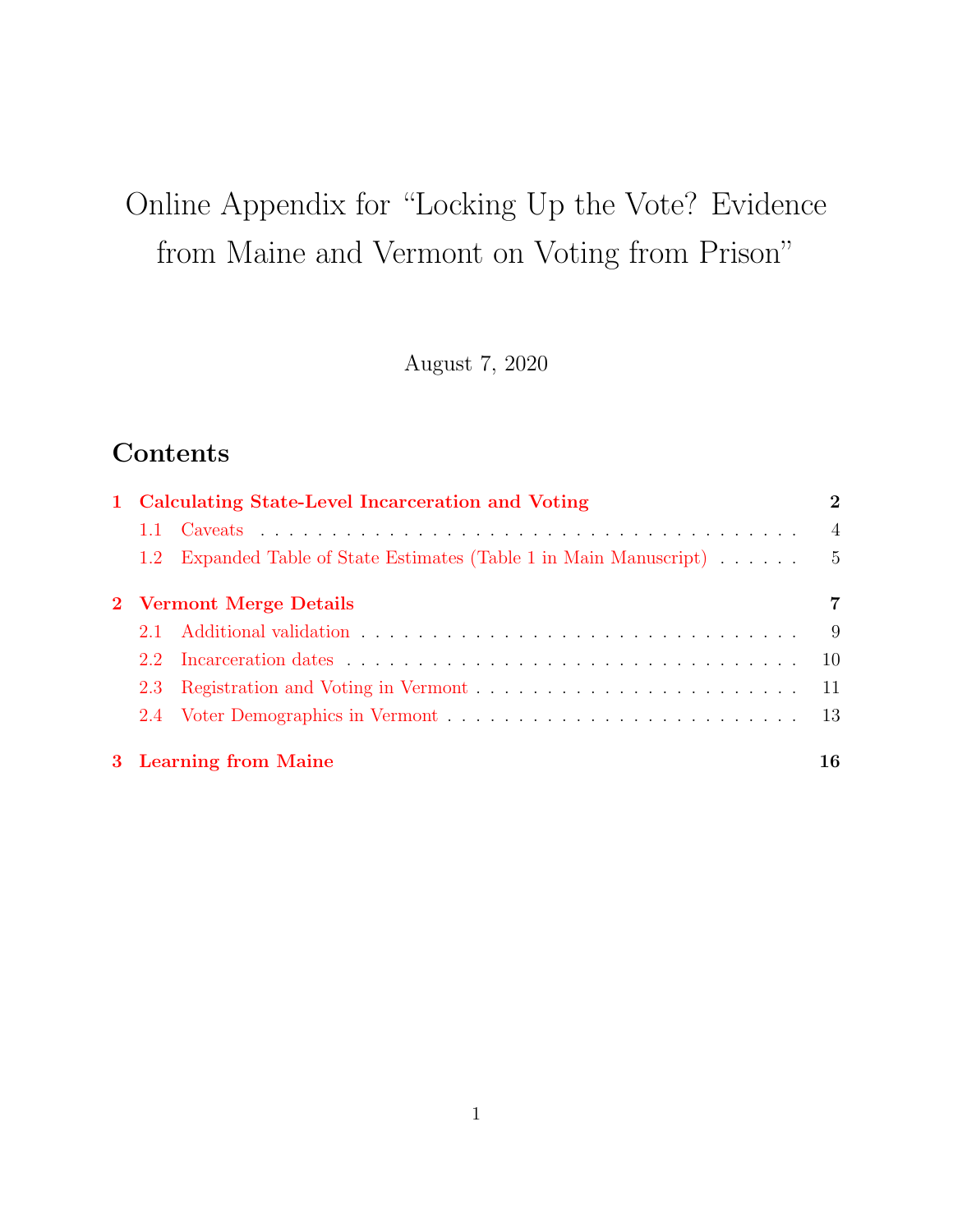# Online Appendix for "Locking Up the Vote? Evidence from Maine and Vermont on Voting from Prison"

August 7, 2020

## Contents

**1 Calculating State-Level Incarceration and Voting** ........ 2

- 1.1 Caveats ........ 4
- 1.2 Expanded Table of State Estimates (Table 1 in Main Manuscript) ........ 5

**2 Vermont Merge Details** ........ 7

- 2.1 Additional validation ........ 9
- 2.2 Incarceration dates ........ 10
- 2.3 Registration and Voting in Vermont ........ 11
- 2.4 Voter Demographics in Vermont ........ 13

**3 Learning from Maine** ........ 16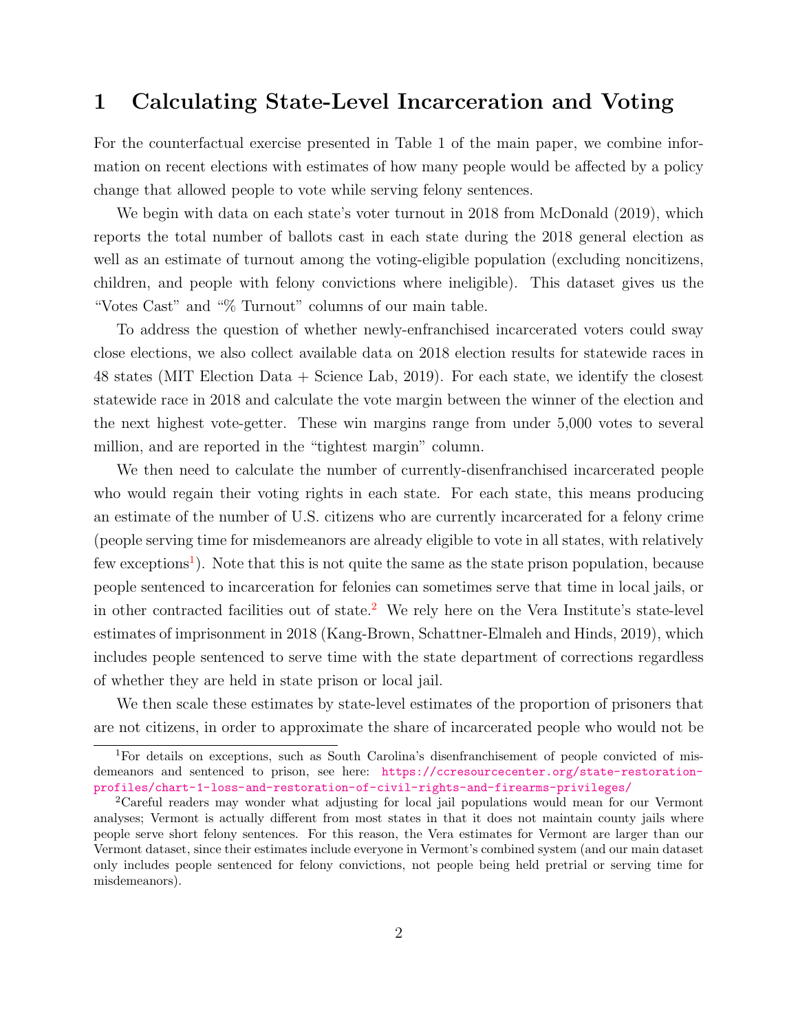# 1 Calculating State-Level Incarceration and Voting

For the counterfactual exercise presented in Table 1 of the main paper, we combine information on recent elections with estimates of how many people would be affected by a policy change that allowed people to vote while serving felony sentences.

We begin with data on each state's voter turnout in 2018 from McDonald (2019), which reports the total number of ballots cast in each state during the 2018 general election as well as an estimate of turnout among the voting-eligible population (excluding noncitizens, children, and people with felony convictions where ineligible). This dataset gives us the "Votes Cast" and "% Turnout" columns of our main table.

To address the question of whether newly-enfranchised incarcerated voters could sway close elections, we also collect available data on 2018 election results for statewide races in 48 states (MIT Election Data + Science Lab, 2019). For each state, we identify the closest statewide race in 2018 and calculate the vote margin between the winner of the election and the next highest vote-getter. These win margins range from under 5,000 votes to several million, and are reported in the "tightest margin" column.

We then need to calculate the number of currently-disenfranchised incarcerated people who would regain their voting rights in each state. For each state, this means producing an estimate of the number of U.S. citizens who are currently incarcerated for a felony crime (people serving time for misdemeanors are already eligible to vote in all states, with relatively few exceptions[1]). Note that this is not quite the same as the state prison population, because people sentenced to incarceration for felonies can sometimes serve that time in local jails, or in other contracted facilities out of state.[2] We rely here on the Vera Institute's state-level estimates of imprisonment in 2018 (Kang-Brown, Schattner-Elmaleh and Hinds, 2019), which includes people sentenced to serve time with the state department of corrections regardless of whether they are held in state prison or local jail.

We then scale these estimates by state-level estimates of the proportion of prisoners that are not citizens, in order to approximate the share of incarcerated people who would not be

[1] For details on exceptions, such as South Carolina's disenfranchisement of people convicted of misdemeanors and sentenced to prison, see here: https://ccresourcecenter.org/state-restoration-profiles/chart-1-loss-and-restoration-of-civil-rights-and-firearms-privileges/

[2] Careful readers may wonder what adjusting for local jail populations would mean for our Vermont analyses; Vermont is actually different from most states in that it does not maintain county jails where people serve short felony sentences. For this reason, the Vera estimates for Vermont are larger than our Vermont dataset, since their estimates include everyone in Vermont's combined system (and our main dataset only includes people sentenced for felony convictions, not people being held pretrial or serving time for misdemeanors).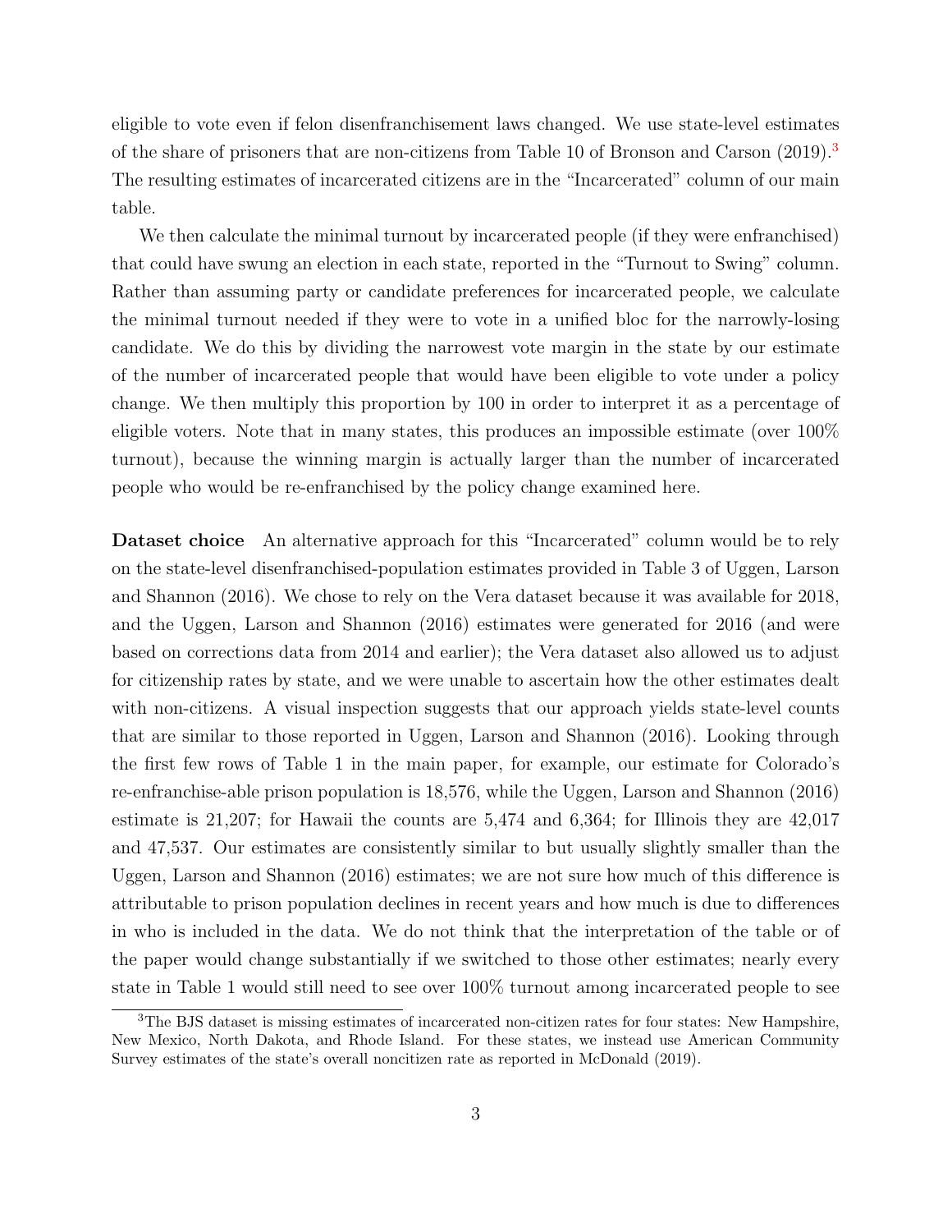eligible to vote even if felon disenfranchisement laws changed. We use state-level estimates of the share of prisoners that are non-citizens from Table 10 of Bronson and Carson (2019).[3] The resulting estimates of incarcerated citizens are in the "Incarcerated" column of our main table.

We then calculate the minimal turnout by incarcerated people (if they were enfranchised) that could have swung an election in each state, reported in the "Turnout to Swing" column. Rather than assuming party or candidate preferences for incarcerated people, we calculate the minimal turnout needed if they were to vote in a unified bloc for the narrowly-losing candidate. We do this by dividing the narrowest vote margin in the state by our estimate of the number of incarcerated people that would have been eligible to vote under a policy change. We then multiply this proportion by 100 in order to interpret it as a percentage of eligible voters. Note that in many states, this produces an impossible estimate (over 100% turnout), because the winning margin is actually larger than the number of incarcerated people who would be re-enfranchised by the policy change examined here.

**Dataset choice** An alternative approach for this "Incarcerated" column would be to rely on the state-level disenfranchised-population estimates provided in Table 3 of Uggen, Larson and Shannon (2016). We chose to rely on the Vera dataset because it was available for 2018, and the Uggen, Larson and Shannon (2016) estimates were generated for 2016 (and were based on corrections data from 2014 and earlier); the Vera dataset also allowed us to adjust for citizenship rates by state, and we were unable to ascertain how the other estimates dealt with non-citizens. A visual inspection suggests that our approach yields state-level counts that are similar to those reported in Uggen, Larson and Shannon (2016). Looking through the first few rows of Table 1 in the main paper, for example, our estimate for Colorado's re-enfranchise-able prison population is 18,576, while the Uggen, Larson and Shannon (2016) estimate is 21,207; for Hawaii the counts are 5,474 and 6,364; for Illinois they are 42,017 and 47,537. Our estimates are consistently similar to but usually slightly smaller than the Uggen, Larson and Shannon (2016) estimates; we are not sure how much of this difference is attributable to prison population declines in recent years and how much is due to differences in who is included in the data. We do not think that the interpretation of the table or of the paper would change substantially if we switched to those other estimates; nearly every state in Table 1 would still need to see over 100% turnout among incarcerated people to see

[3] The BJS dataset is missing estimates of incarcerated non-citizen rates for four states: New Hampshire, New Mexico, North Dakota, and Rhode Island. For these states, we instead use American Community Survey estimates of the state's overall noncitizen rate as reported in McDonald (2019).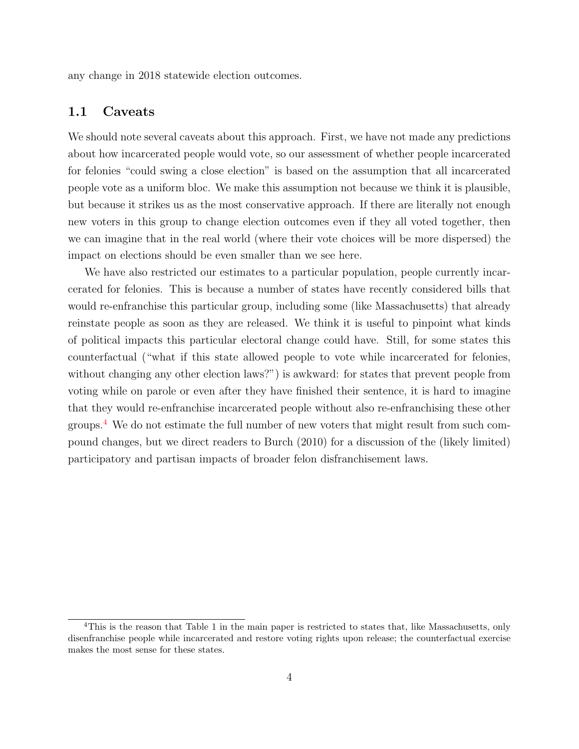any change in 2018 statewide election outcomes.

## 1.1 Caveats

We should note several caveats about this approach. First, we have not made any predictions about how incarcerated people would vote, so our assessment of whether people incarcerated for felonies "could swing a close election" is based on the assumption that all incarcerated people vote as a uniform bloc. We make this assumption not because we think it is plausible, but because it strikes us as the most conservative approach. If there are literally not enough new voters in this group to change election outcomes even if they all voted together, then we can imagine that in the real world (where their vote choices will be more dispersed) the impact on elections should be even smaller than we see here.

We have also restricted our estimates to a particular population, people currently incarcerated for felonies. This is because a number of states have recently considered bills that would re-enfranchise this particular group, including some (like Massachusetts) that already reinstate people as soon as they are released. We think it is useful to pinpoint what kinds of political impacts this particular electoral change could have. Still, for some states this counterfactual ("what if this state allowed people to vote while incarcerated for felonies, without changing any other election laws?") is awkward: for states that prevent people from voting while on parole or even after they have finished their sentence, it is hard to imagine that they would re-enfranchise incarcerated people without also re-enfranchising these other groups.[4] We do not estimate the full number of new voters that might result from such compound changes, but we direct readers to Burch (2010) for a discussion of the (likely limited) participatory and partisan impacts of broader felon disfranchisement laws.

[4] This is the reason that Table 1 in the main paper is restricted to states that, like Massachusetts, only disenfranchise people while incarcerated and restore voting rights upon release; the counterfactual exercise makes the most sense for these states.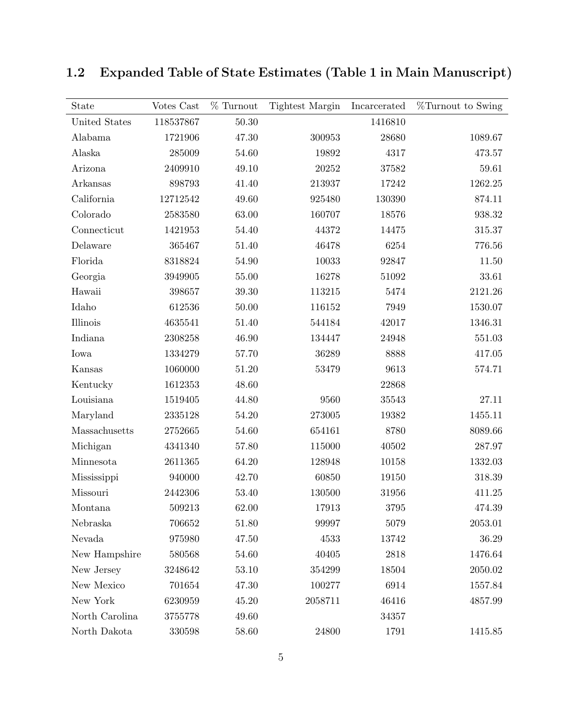### 1.2 Expanded Table of State Estimates (Table 1 in Main Manuscript)

| State | Votes Cast | % Turnout | Tightest Margin | Incarcerated | %Turnout to Swing |
|---|---|---|---|---|---|
| United States | 118537867 | 50.30 | | 1416810 | |
| Alabama | 1721906 | 47.30 | 300953 | 28680 | 1089.67 |
| Alaska | 285009 | 54.60 | 19892 | 4317 | 473.57 |
| Arizona | 2409910 | 49.10 | 20252 | 37582 | 59.61 |
| Arkansas | 898793 | 41.40 | 213937 | 17242 | 1262.25 |
| California | 12712542 | 49.60 | 925480 | 130390 | 874.11 |
| Colorado | 2583580 | 63.00 | 160707 | 18576 | 938.32 |
| Connecticut | 1421953 | 54.40 | 44372 | 14475 | 315.37 |
| Delaware | 365467 | 51.40 | 46478 | 6254 | 776.56 |
| Florida | 8318824 | 54.90 | 10033 | 92847 | 11.50 |
| Georgia | 3949905 | 55.00 | 16278 | 51092 | 33.61 |
| Hawaii | 398657 | 39.30 | 113215 | 5474 | 2121.26 |
| Idaho | 612536 | 50.00 | 116152 | 7949 | 1530.07 |
| Illinois | 4635541 | 51.40 | 544184 | 42017 | 1346.31 |
| Indiana | 2308258 | 46.90 | 134447 | 24948 | 551.03 |
| Iowa | 1334279 | 57.70 | 36289 | 8888 | 417.05 |
| Kansas | 1060000 | 51.20 | 53479 | 9613 | 574.71 |
| Kentucky | 1612353 | 48.60 | | 22868 | |
| Louisiana | 1519405 | 44.80 | 9560 | 35543 | 27.11 |
| Maryland | 2335128 | 54.20 | 273005 | 19382 | 1455.11 |
| Massachusetts | 2752665 | 54.60 | 654161 | 8780 | 8089.66 |
| Michigan | 4341340 | 57.80 | 115000 | 40502 | 287.97 |
| Minnesota | 2611365 | 64.20 | 128948 | 10158 | 1332.03 |
| Mississippi | 940000 | 42.70 | 60850 | 19150 | 318.39 |
| Missouri | 2442306 | 53.40 | 130500 | 31956 | 411.25 |
| Montana | 509213 | 62.00 | 17913 | 3795 | 474.39 |
| Nebraska | 706652 | 51.80 | 99997 | 5079 | 2053.01 |
| Nevada | 975980 | 47.50 | 4533 | 13742 | 36.29 |
| New Hampshire | 580568 | 54.60 | 40405 | 2818 | 1476.64 |
| New Jersey | 3248642 | 53.10 | 354299 | 18504 | 2050.02 |
| New Mexico | 701654 | 47.30 | 100277 | 6914 | 1557.84 |
| New York | 6230959 | 45.20 | 2058711 | 46416 | 4857.99 |
| North Carolina | 3755778 | 49.60 | | 34357 | |
| North Dakota | 330598 | 58.60 | 24800 | 1791 | 1415.85 |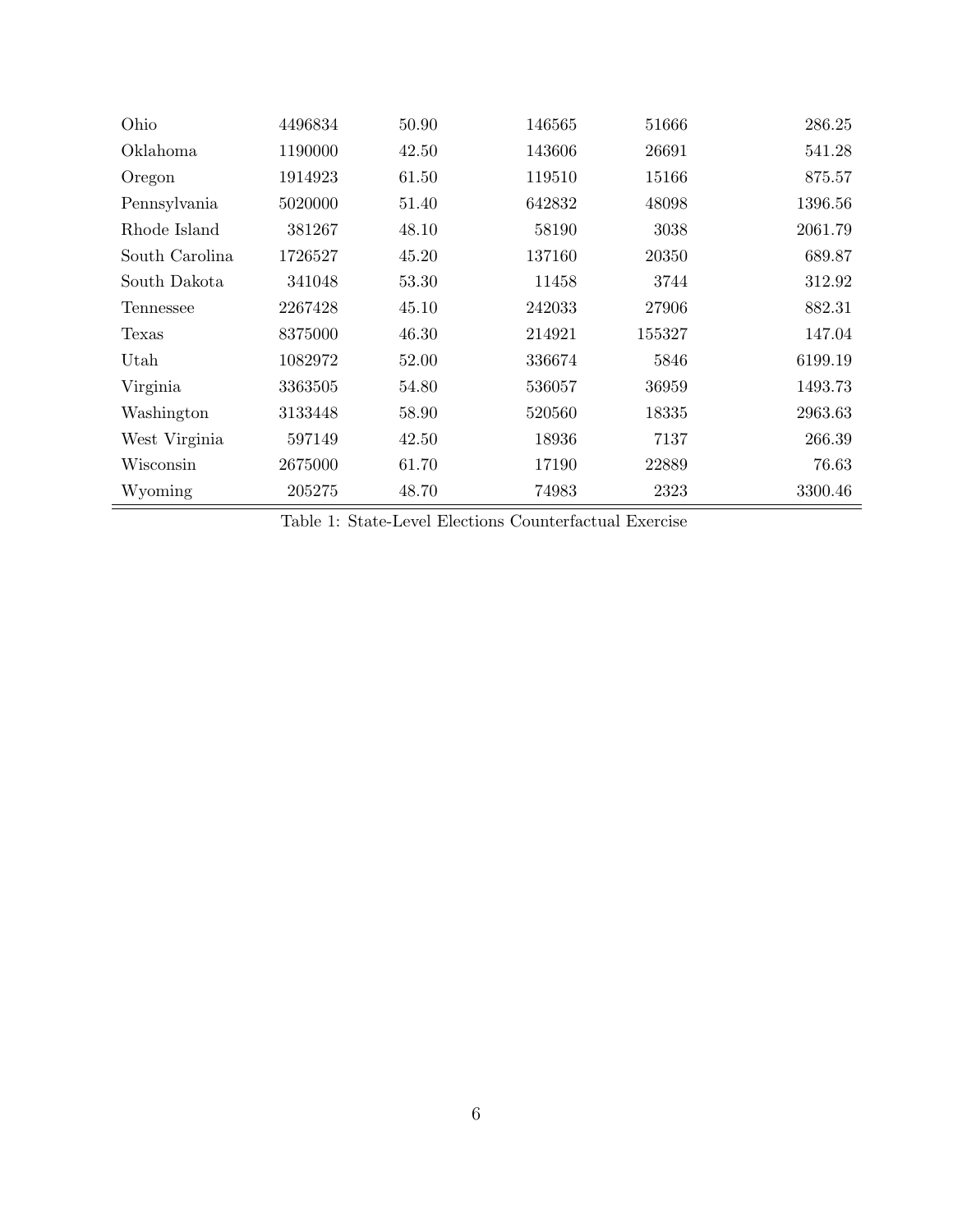| | | | | | |
|---|---|---|---|---|---|
| Ohio | 4496834 | 50.90 | 146565 | 51666 | 286.25 |
| Oklahoma | 1190000 | 42.50 | 143606 | 26691 | 541.28 |
| Oregon | 1914923 | 61.50 | 119510 | 15166 | 875.57 |
| Pennsylvania | 5020000 | 51.40 | 642832 | 48098 | 1396.56 |
| Rhode Island | 381267 | 48.10 | 58190 | 3038 | 2061.79 |
| South Carolina | 1726527 | 45.20 | 137160 | 20350 | 689.87 |
| South Dakota | 341048 | 53.30 | 11458 | 3744 | 312.92 |
| Tennessee | 2267428 | 45.10 | 242033 | 27906 | 882.31 |
| Texas | 8375000 | 46.30 | 214921 | 155327 | 147.04 |
| Utah | 1082972 | 52.00 | 336674 | 5846 | 6199.19 |
| Virginia | 3363505 | 54.80 | 536057 | 36959 | 1493.73 |
| Washington | 3133448 | 58.90 | 520560 | 18335 | 2963.63 |
| West Virginia | 597149 | 42.50 | 18936 | 7137 | 266.39 |
| Wisconsin | 2675000 | 61.70 | 17190 | 22889 | 76.63 |
| Wyoming | 205275 | 48.70 | 74983 | 2323 | 3300.46 |

Table 1: State-Level Elections Counterfactual Exercise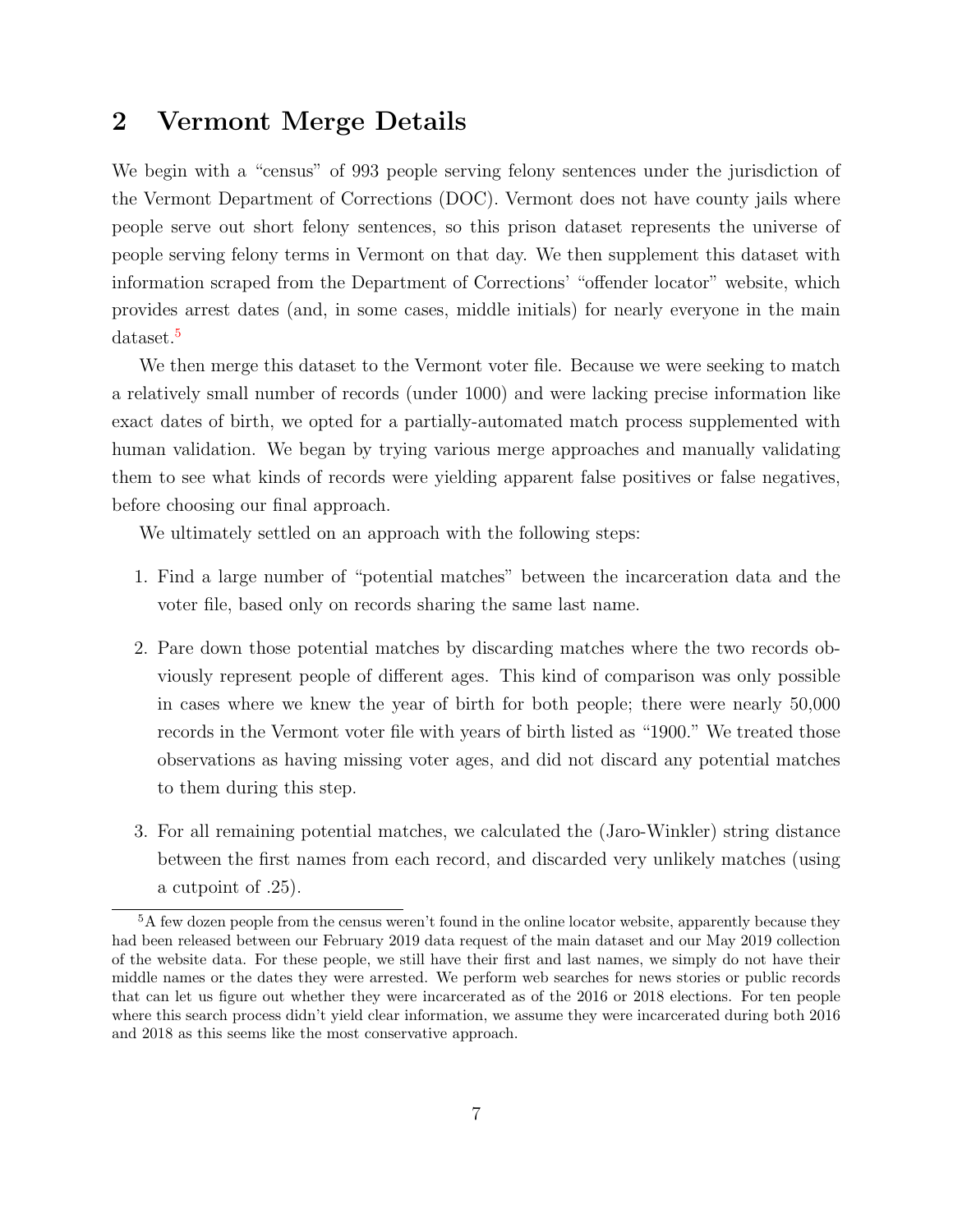## 2 Vermont Merge Details

We begin with a "census" of 993 people serving felony sentences under the jurisdiction of the Vermont Department of Corrections (DOC). Vermont does not have county jails where people serve out short felony sentences, so this prison dataset represents the universe of people serving felony terms in Vermont on that day. We then supplement this dataset with information scraped from the Department of Corrections' "offender locator" website, which provides arrest dates (and, in some cases, middle initials) for nearly everyone in the main dataset.[5]

We then merge this dataset to the Vermont voter file. Because we were seeking to match a relatively small number of records (under 1000) and were lacking precise information like exact dates of birth, we opted for a partially-automated match process supplemented with human validation. We began by trying various merge approaches and manually validating them to see what kinds of records were yielding apparent false positives or false negatives, before choosing our final approach.

We ultimately settled on an approach with the following steps:

1. Find a large number of "potential matches" between the incarceration data and the voter file, based only on records sharing the same last name.
2. Pare down those potential matches by discarding matches where the two records obviously represent people of different ages. This kind of comparison was only possible in cases where we knew the year of birth for both people; there were nearly 50,000 records in the Vermont voter file with years of birth listed as "1900." We treated those observations as having missing voter ages, and did not discard any potential matches to them during this step.
3. For all remaining potential matches, we calculated the (Jaro-Winkler) string distance between the first names from each record, and discarded very unlikely matches (using a cutpoint of .25).

[5] A few dozen people from the census weren't found in the online locator website, apparently because they had been released between our February 2019 data request of the main dataset and our May 2019 collection of the website data. For these people, we still have their first and last names, we simply do not have their middle names or the dates they were arrested. We perform web searches for news stories or public records that can let us figure out whether they were incarcerated as of the 2016 or 2018 elections. For ten people where this search process didn't yield clear information, we assume they were incarcerated during both 2016 and 2018 as this seems like the most conservative approach.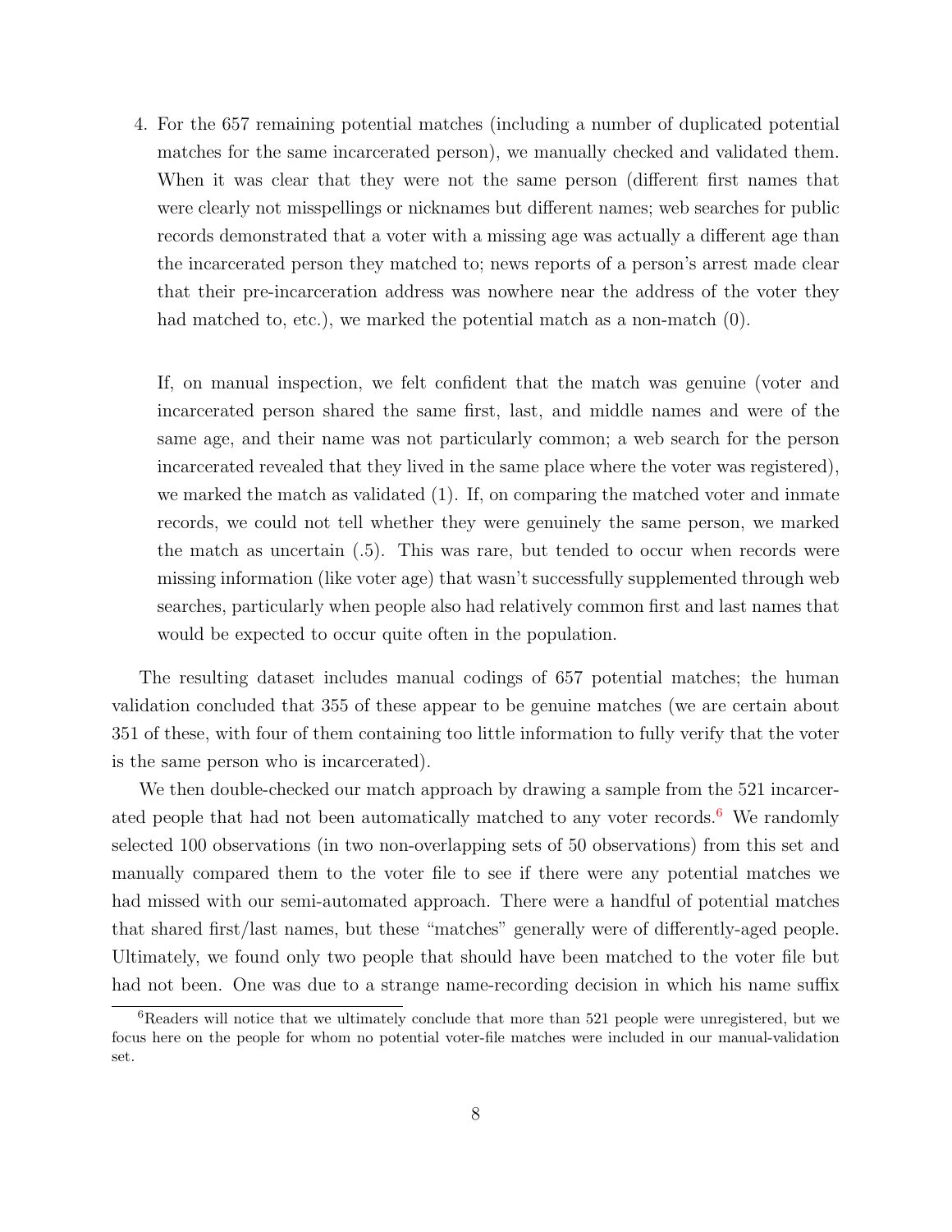4. For the 657 remaining potential matches (including a number of duplicated potential matches for the same incarcerated person), we manually checked and validated them. When it was clear that they were not the same person (different first names that were clearly not misspellings or nicknames but different names; web searches for public records demonstrated that a voter with a missing age was actually a different age than the incarcerated person they matched to; news reports of a person's arrest made clear that their pre-incarceration address was nowhere near the address of the voter they had matched to, etc.), we marked the potential match as a non-match (0).

   If, on manual inspection, we felt confident that the match was genuine (voter and incarcerated person shared the same first, last, and middle names and were of the same age, and their name was not particularly common; a web search for the person incarcerated revealed that they lived in the same place where the voter was registered), we marked the match as validated (1). If, on comparing the matched voter and inmate records, we could not tell whether they were genuinely the same person, we marked the match as uncertain (.5). This was rare, but tended to occur when records were missing information (like voter age) that wasn't successfully supplemented through web searches, particularly when people also had relatively common first and last names that would be expected to occur quite often in the population.

The resulting dataset includes manual codings of 657 potential matches; the human validation concluded that 355 of these appear to be genuine matches (we are certain about 351 of these, with four of them containing too little information to fully verify that the voter is the same person who is incarcerated).

We then double-checked our match approach by drawing a sample from the 521 incarcerated people that had not been automatically matched to any voter records.[6] We randomly selected 100 observations (in two non-overlapping sets of 50 observations) from this set and manually compared them to the voter file to see if there were any potential matches we had missed with our semi-automated approach. There were a handful of potential matches that shared first/last names, but these "matches" generally were of differently-aged people. Ultimately, we found only two people that should have been matched to the voter file but had not been. One was due to a strange name-recording decision in which his name suffix

[6] Readers will notice that we ultimately conclude that more than 521 people were unregistered, but we focus here on the people for whom no potential voter-file matches were included in our manual-validation set.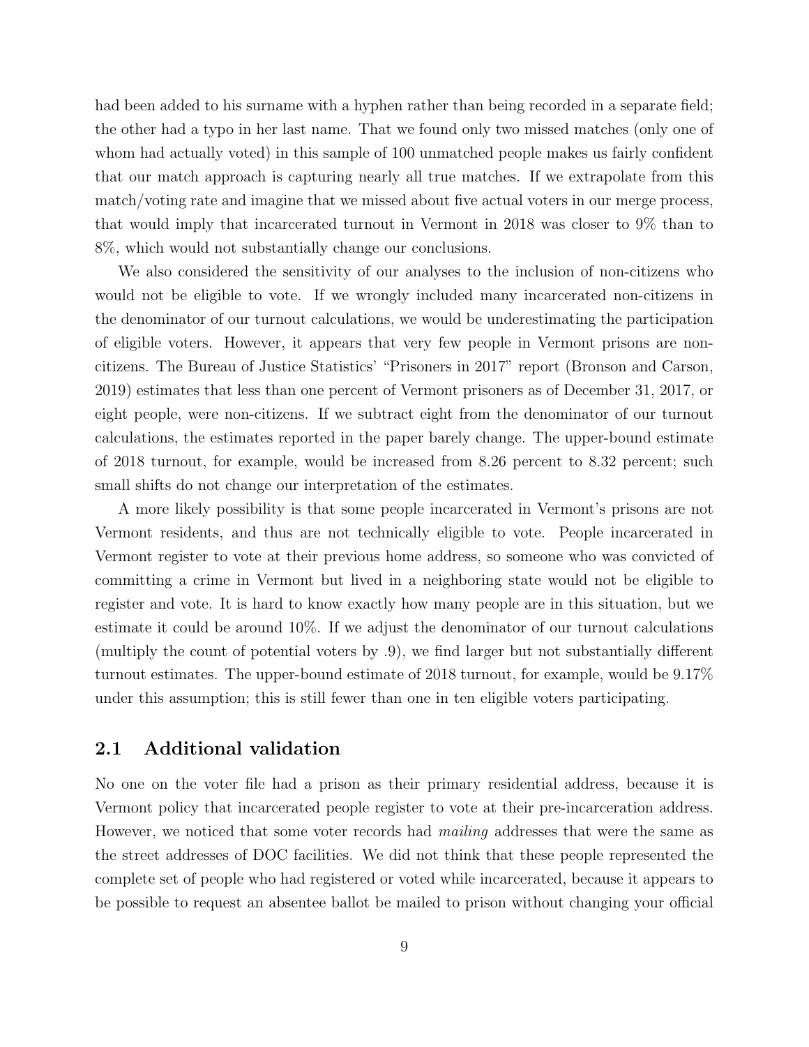had been added to his surname with a hyphen rather than being recorded in a separate field; the other had a typo in her last name. That we found only two missed matches (only one of whom had actually voted) in this sample of 100 unmatched people makes us fairly confident that our match approach is capturing nearly all true matches. If we extrapolate from this match/voting rate and imagine that we missed about five actual voters in our merge process, that would imply that incarcerated turnout in Vermont in 2018 was closer to 9% than to 8%, which would not substantially change our conclusions.

We also considered the sensitivity of our analyses to the inclusion of non-citizens who would not be eligible to vote. If we wrongly included many incarcerated non-citizens in the denominator of our turnout calculations, we would be underestimating the participation of eligible voters. However, it appears that very few people in Vermont prisons are non-citizens. The Bureau of Justice Statistics' "Prisoners in 2017" report (Bronson and Carson, 2019) estimates that less than one percent of Vermont prisoners as of December 31, 2017, or eight people, were non-citizens. If we subtract eight from the denominator of our turnout calculations, the estimates reported in the paper barely change. The upper-bound estimate of 2018 turnout, for example, would be increased from 8.26 percent to 8.32 percent; such small shifts do not change our interpretation of the estimates.

A more likely possibility is that some people incarcerated in Vermont's prisons are not Vermont residents, and thus are not technically eligible to vote. People incarcerated in Vermont register to vote at their previous home address, so someone who was convicted of committing a crime in Vermont but lived in a neighboring state would not be eligible to register and vote. It is hard to know exactly how many people are in this situation, but we estimate it could be around 10%. If we adjust the denominator of our turnout calculations (multiply the count of potential voters by .9), we find larger but not substantially different turnout estimates. The upper-bound estimate of 2018 turnout, for example, would be 9.17% under this assumption; this is still fewer than one in ten eligible voters participating.

## 2.1 Additional validation

No one on the voter file had a prison as their primary residential address, because it is Vermont policy that incarcerated people register to vote at their pre-incarceration address. However, we noticed that some voter records had *mailing* addresses that were the same as the street addresses of DOC facilities. We did not think that these people represented the complete set of people who had registered or voted while incarcerated, because it appears to be possible to request an absentee ballot be mailed to prison without changing your official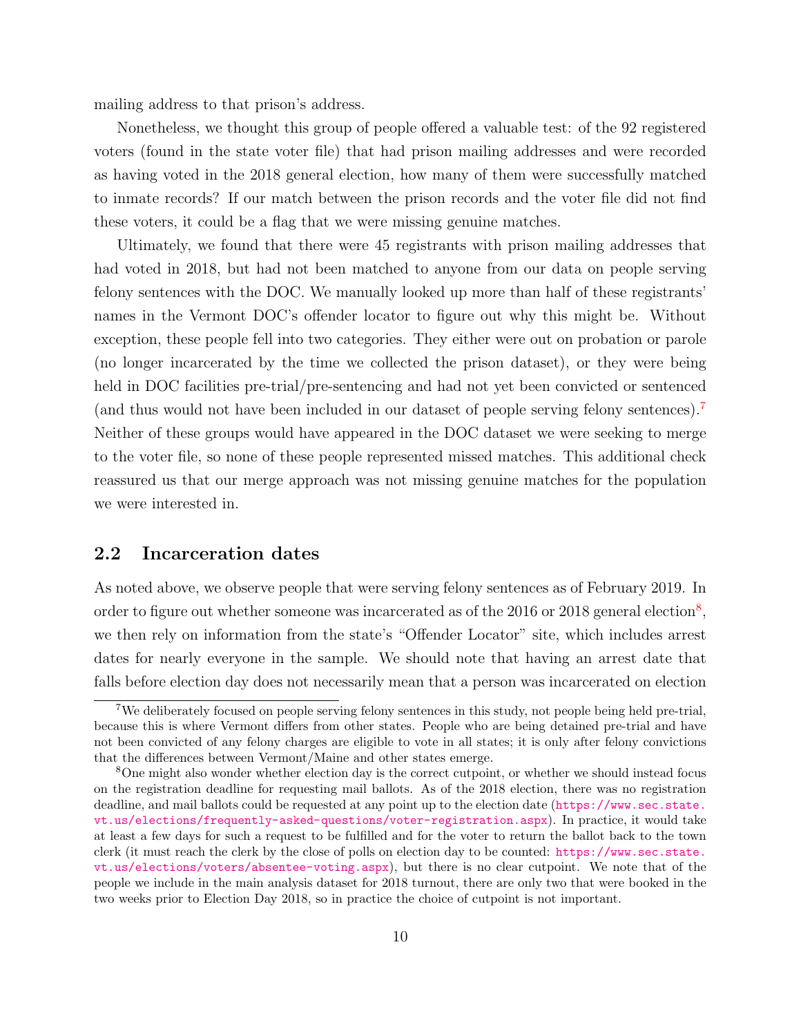mailing address to that prison's address.

Nonetheless, we thought this group of people offered a valuable test: of the 92 registered voters (found in the state voter file) that had prison mailing addresses and were recorded as having voted in the 2018 general election, how many of them were successfully matched to inmate records? If our match between the prison records and the voter file did not find these voters, it could be a flag that we were missing genuine matches.

Ultimately, we found that there were 45 registrants with prison mailing addresses that had voted in 2018, but had not been matched to anyone from our data on people serving felony sentences with the DOC. We manually looked up more than half of these registrants' names in the Vermont DOC's offender locator to figure out why this might be. Without exception, these people fell into two categories. They either were out on probation or parole (no longer incarcerated by the time we collected the prison dataset), or they were being held in DOC facilities pre-trial/pre-sentencing and had not yet been convicted or sentenced (and thus would not have been included in our dataset of people serving felony sentences).[7] Neither of these groups would have appeared in the DOC dataset we were seeking to merge to the voter file, so none of these people represented missed matches. This additional check reassured us that our merge approach was not missing genuine matches for the population we were interested in.

## 2.2 Incarceration dates

As noted above, we observe people that were serving felony sentences as of February 2019. In order to figure out whether someone was incarcerated as of the 2016 or 2018 general election[8], we then rely on information from the state's "Offender Locator" site, which includes arrest dates for nearly everyone in the sample. We should note that having an arrest date that falls before election day does not necessarily mean that a person was incarcerated on election

[7] We deliberately focused on people serving felony sentences in this study, not people being held pre-trial, because this is where Vermont differs from other states. People who are being detained pre-trial and have not been convicted of any felony charges are eligible to vote in all states; it is only after felony convictions that the differences between Vermont/Maine and other states emerge.

[8] One might also wonder whether election day is the correct cutpoint, or whether we should instead focus on the registration deadline for requesting mail ballots. As of the 2018 election, there was no registration deadline, and mail ballots could be requested at any point up to the election date (https://www.sec.state.vt.us/elections/frequently-asked-questions/voter-registration.aspx). In practice, it would take at least a few days for such a request to be fulfilled and for the voter to return the ballot back to the town clerk (it must reach the clerk by the close of polls on election day to be counted: https://www.sec.state.vt.us/elections/voters/absentee-voting.aspx), but there is no clear cutpoint. We note that of the people we include in the main analysis dataset for 2018 turnout, there are only two that were booked in the two weeks prior to Election Day 2018, so in practice the choice of cutpoint is not important.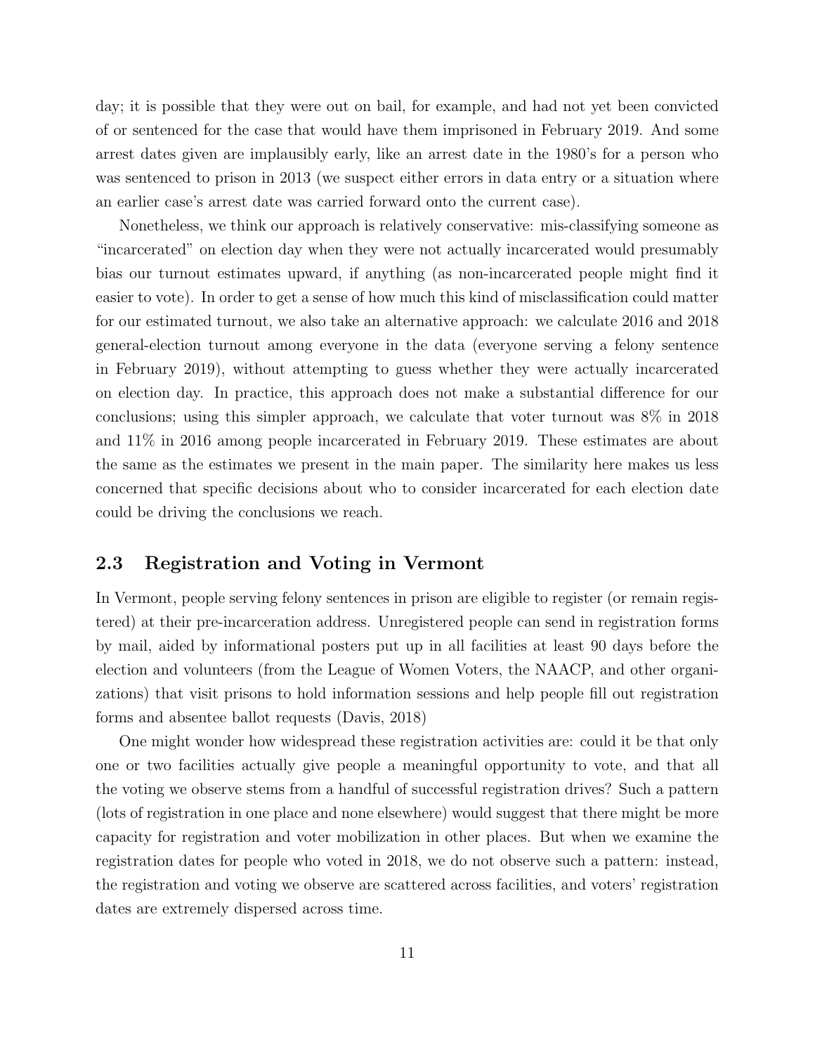day; it is possible that they were out on bail, for example, and had not yet been convicted of or sentenced for the case that would have them imprisoned in February 2019. And some arrest dates given are implausibly early, like an arrest date in the 1980's for a person who was sentenced to prison in 2013 (we suspect either errors in data entry or a situation where an earlier case's arrest date was carried forward onto the current case).

Nonetheless, we think our approach is relatively conservative: mis-classifying someone as "incarcerated" on election day when they were not actually incarcerated would presumably bias our turnout estimates upward, if anything (as non-incarcerated people might find it easier to vote). In order to get a sense of how much this kind of misclassification could matter for our estimated turnout, we also take an alternative approach: we calculate 2016 and 2018 general-election turnout among everyone in the data (everyone serving a felony sentence in February 2019), without attempting to guess whether they were actually incarcerated on election day. In practice, this approach does not make a substantial difference for our conclusions; using this simpler approach, we calculate that voter turnout was 8% in 2018 and 11% in 2016 among people incarcerated in February 2019. These estimates are about the same as the estimates we present in the main paper. The similarity here makes us less concerned that specific decisions about who to consider incarcerated for each election date could be driving the conclusions we reach.

## 2.3 Registration and Voting in Vermont

In Vermont, people serving felony sentences in prison are eligible to register (or remain registered) at their pre-incarceration address. Unregistered people can send in registration forms by mail, aided by informational posters put up in all facilities at least 90 days before the election and volunteers (from the League of Women Voters, the NAACP, and other organizations) that visit prisons to hold information sessions and help people fill out registration forms and absentee ballot requests (Davis, 2018)

One might wonder how widespread these registration activities are: could it be that only one or two facilities actually give people a meaningful opportunity to vote, and that all the voting we observe stems from a handful of successful registration drives? Such a pattern (lots of registration in one place and none elsewhere) would suggest that there might be more capacity for registration and voter mobilization in other places. But when we examine the registration dates for people who voted in 2018, we do not observe such a pattern: instead, the registration and voting we observe are scattered across facilities, and voters' registration dates are extremely dispersed across time.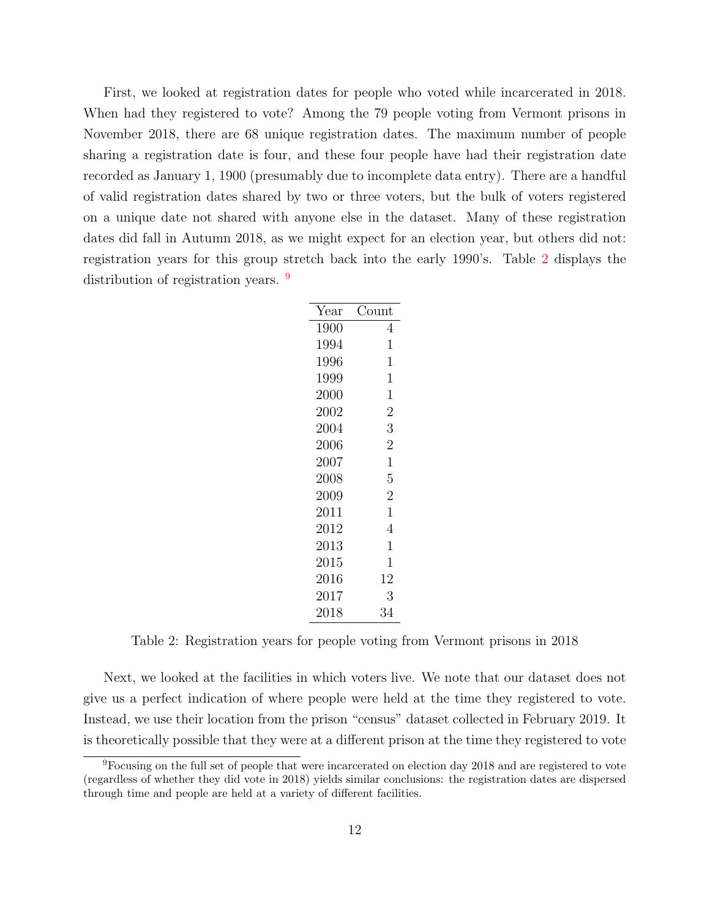First, we looked at registration dates for people who voted while incarcerated in 2018. When had they registered to vote? Among the 79 people voting from Vermont prisons in November 2018, there are 68 unique registration dates. The maximum number of people sharing a registration date is four, and these four people have had their registration date recorded as January 1, 1900 (presumably due to incomplete data entry). There are a handful of valid registration dates shared by two or three voters, but the bulk of voters registered on a unique date not shared with anyone else in the dataset. Many of these registration dates did fall in Autumn 2018, as we might expect for an election year, but others did not: registration years for this group stretch back into the early 1990's. Table 2 displays the distribution of registration years. [9]

| Year | Count |
|---|---|
| 1900 | 4 |
| 1994 | 1 |
| 1996 | 1 |
| 1999 | 1 |
| 2000 | 1 |
| 2002 | 2 |
| 2004 | 3 |
| 2006 | 2 |
| 2007 | 1 |
| 2008 | 5 |
| 2009 | 2 |
| 2011 | 1 |
| 2012 | 4 |
| 2013 | 1 |
| 2015 | 1 |
| 2016 | 12 |
| 2017 | 3 |
| 2018 | 34 |

Table 2: Registration years for people voting from Vermont prisons in 2018

Next, we looked at the facilities in which voters live. We note that our dataset does not give us a perfect indication of where people were held at the time they registered to vote. Instead, we use their location from the prison "census" dataset collected in February 2019. It is theoretically possible that they were at a different prison at the time they registered to vote

[9] Focusing on the full set of people that were incarcerated on election day 2018 and are registered to vote (regardless of whether they did vote in 2018) yields similar conclusions: the registration dates are dispersed through time and people are held at a variety of different facilities.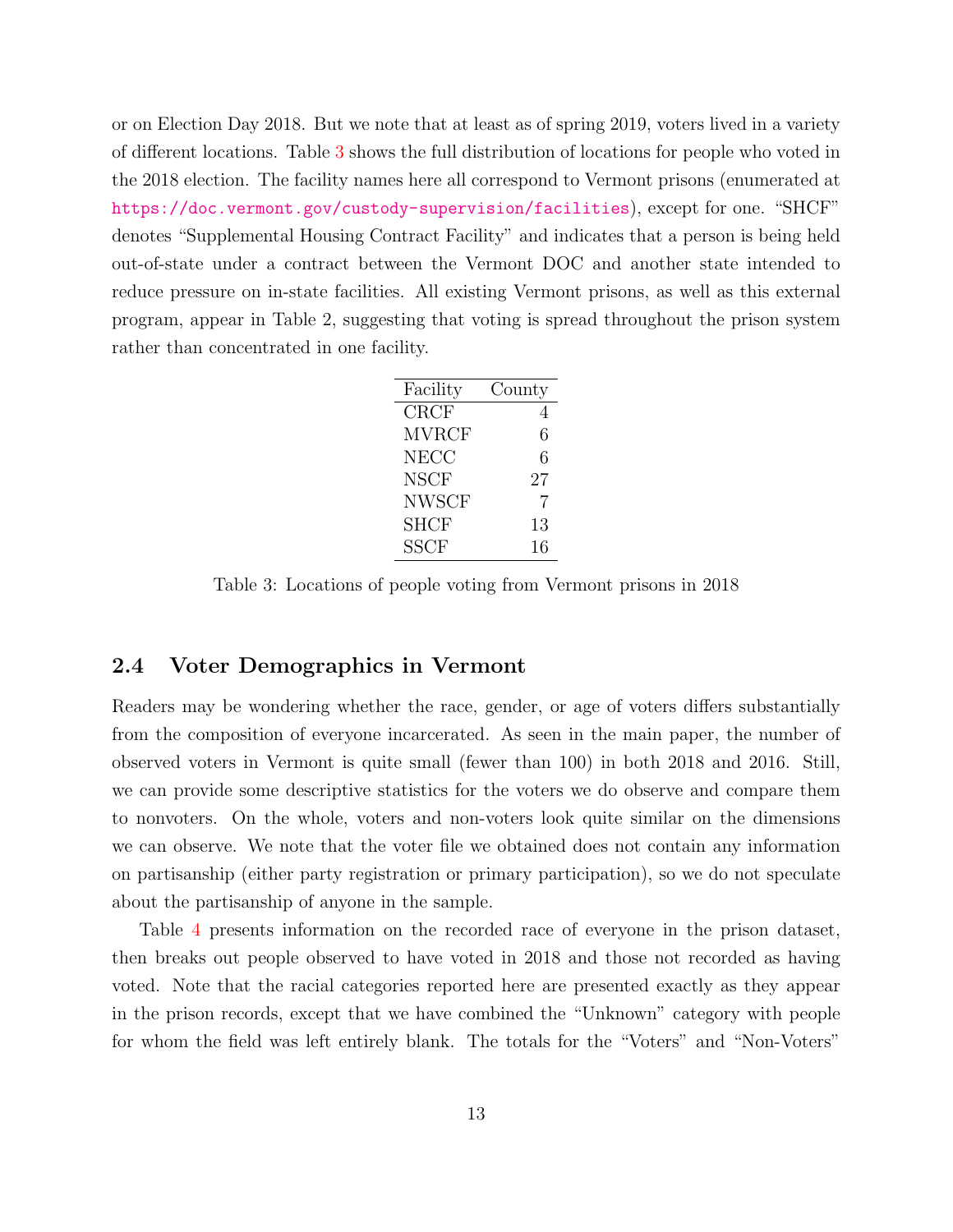or on Election Day 2018. But we note that at least as of spring 2019, voters lived in a variety of different locations. Table 3 shows the full distribution of locations for people who voted in the 2018 election. The facility names here all correspond to Vermont prisons (enumerated at https://doc.vermont.gov/custody-supervision/facilities), except for one. "SHCF" denotes "Supplemental Housing Contract Facility" and indicates that a person is being held out-of-state under a contract between the Vermont DOC and another state intended to reduce pressure on in-state facilities. All existing Vermont prisons, as well as this external program, appear in Table 2, suggesting that voting is spread throughout the prison system rather than concentrated in one facility.

| Facility | County |
|---|---|
| CRCF | 4 |
| MVRCF | 6 |
| NECC | 6 |
| NSCF | 27 |
| NWSCF | 7 |
| SHCF | 13 |
| SSCF | 16 |

Table 3: Locations of people voting from Vermont prisons in 2018

## 2.4 Voter Demographics in Vermont

Readers may be wondering whether the race, gender, or age of voters differs substantially from the composition of everyone incarcerated. As seen in the main paper, the number of observed voters in Vermont is quite small (fewer than 100) in both 2018 and 2016. Still, we can provide some descriptive statistics for the voters we do observe and compare them to nonvoters. On the whole, voters and non-voters look quite similar on the dimensions we can observe. We note that the voter file we obtained does not contain any information on partisanship (either party registration or primary participation), so we do not speculate about the partisanship of anyone in the sample.

Table 4 presents information on the recorded race of everyone in the prison dataset, then breaks out people observed to have voted in 2018 and those not recorded as having voted. Note that the racial categories reported here are presented exactly as they appear in the prison records, except that we have combined the "Unknown" category with people for whom the field was left entirely blank. The totals for the "Voters" and "Non-Voters"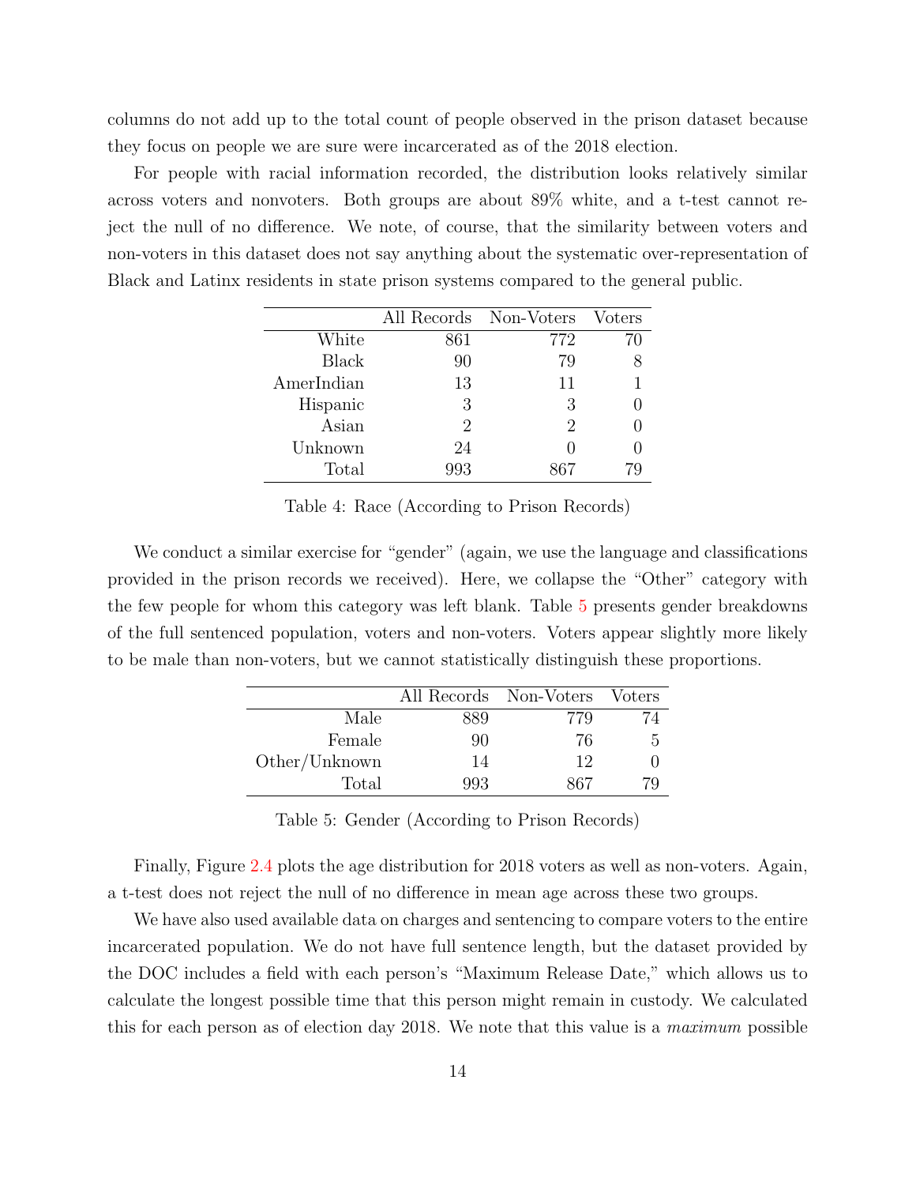columns do not add up to the total count of people observed in the prison dataset because they focus on people we are sure were incarcerated as of the 2018 election.

For people with racial information recorded, the distribution looks relatively similar across voters and nonvoters. Both groups are about 89% white, and a t-test cannot reject the null of no difference. We note, of course, that the similarity between voters and non-voters in this dataset does not say anything about the systematic over-representation of Black and Latinx residents in state prison systems compared to the general public.

| | All Records | Non-Voters | Voters |
|---|---|---|---|
| White | 861 | 772 | 70 |
| Black | 90 | 79 | 8 |
| AmerIndian | 13 | 11 | 1 |
| Hispanic | 3 | 3 | 0 |
| Asian | 2 | 2 | 0 |
| Unknown | 24 | 0 | 0 |
| Total | 993 | 867 | 79 |

Table 4: Race (According to Prison Records)

We conduct a similar exercise for "gender" (again, we use the language and classifications provided in the prison records we received). Here, we collapse the "Other" category with the few people for whom this category was left blank. Table 5 presents gender breakdowns of the full sentenced population, voters and non-voters. Voters appear slightly more likely to be male than non-voters, but we cannot statistically distinguish these proportions.

| | All Records | Non-Voters | Voters |
|---|---|---|---|
| Male | 889 | 779 | 74 |
| Female | 90 | 76 | 5 |
| Other/Unknown | 14 | 12 | 0 |
| Total | 993 | 867 | 79 |

Table 5: Gender (According to Prison Records)

Finally, Figure 2.4 plots the age distribution for 2018 voters as well as non-voters. Again, a t-test does not reject the null of no difference in mean age across these two groups.

We have also used available data on charges and sentencing to compare voters to the entire incarcerated population. We do not have full sentence length, but the dataset provided by the DOC includes a field with each person's "Maximum Release Date," which allows us to calculate the longest possible time that this person might remain in custody. We calculated this for each person as of election day 2018. We note that this value is a *maximum* possible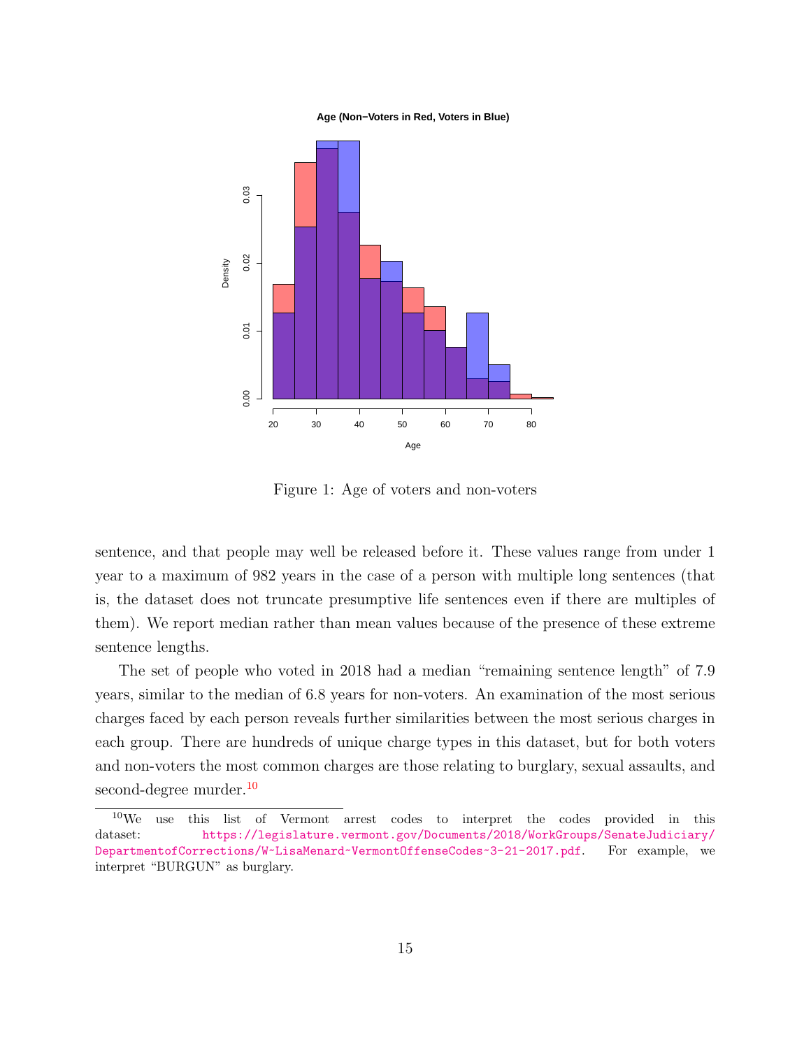Figure 1: Age of voters and non-voters

sentence, and that people may well be released before it. These values range from under 1 year to a maximum of 982 years in the case of a person with multiple long sentences (that is, the dataset does not truncate presumptive life sentences even if there are multiples of them). We report median rather than mean values because of the presence of these extreme sentence lengths.

The set of people who voted in 2018 had a median "remaining sentence length" of 7.9 years, similar to the median of 6.8 years for non-voters. An examination of the most serious charges faced by each person reveals further similarities between the most serious charges in each group. There are hundreds of unique charge types in this dataset, but for both voters and non-voters the most common charges are those relating to burglary, sexual assaults, and second-degree murder.[10]

[10] We use this list of Vermont arrest codes to interpret the codes provided in this dataset: https://legislature.vermont.gov/Documents/2018/WorkGroups/SenateJudiciary/DepartmentofCorrections/W~LisaMenard~VermontOffenseCodes~3-21-2017.pdf. For example, we interpret "BURGUN" as burglary.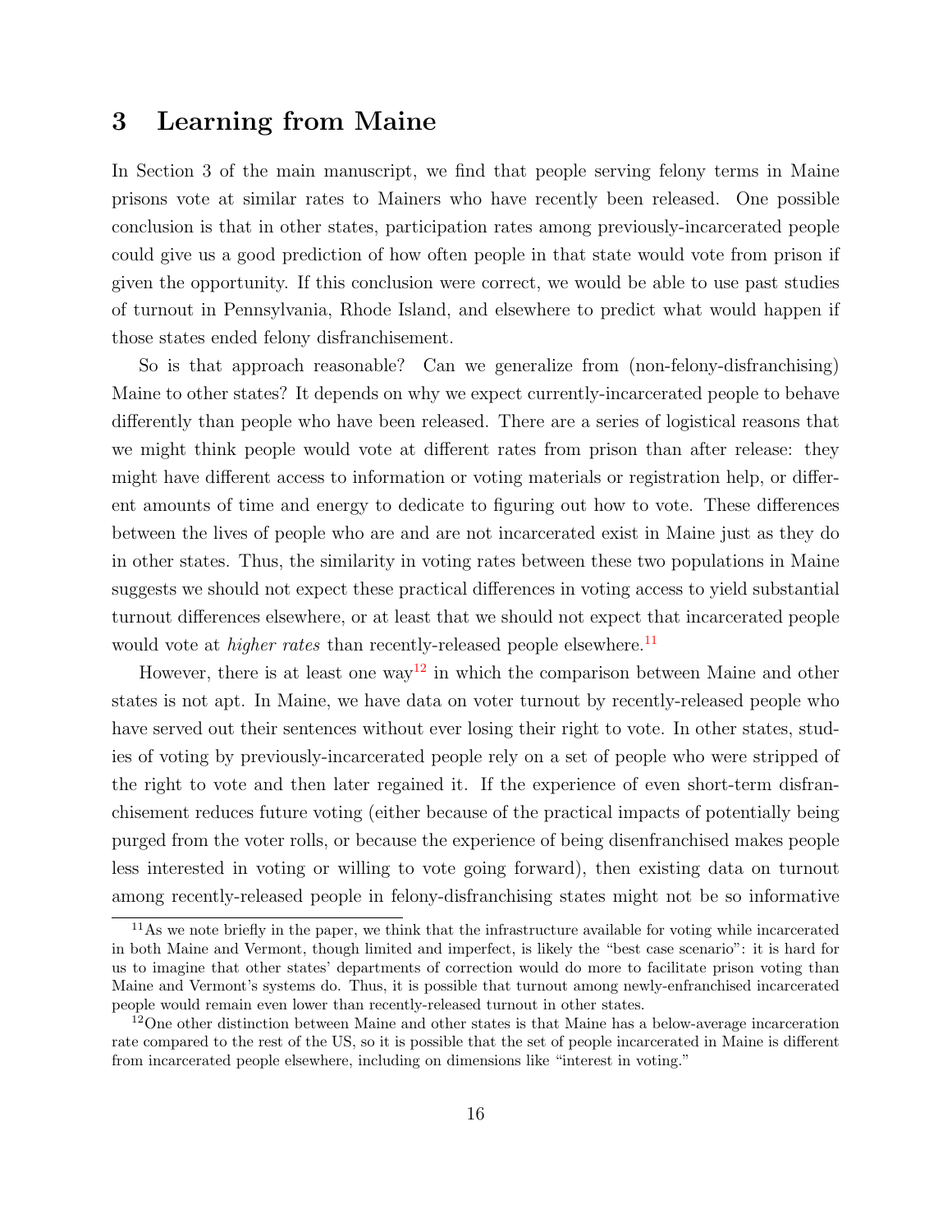## 3 Learning from Maine

In Section 3 of the main manuscript, we find that people serving felony terms in Maine prisons vote at similar rates to Mainers who have recently been released. One possible conclusion is that in other states, participation rates among previously-incarcerated people could give us a good prediction of how often people in that state would vote from prison if given the opportunity. If this conclusion were correct, we would be able to use past studies of turnout in Pennsylvania, Rhode Island, and elsewhere to predict what would happen if those states ended felony disfranchisement.

So is that approach reasonable? Can we generalize from (non-felony-disfranchising) Maine to other states? It depends on why we expect currently-incarcerated people to behave differently than people who have been released. There are a series of logistical reasons that we might think people would vote at different rates from prison than after release: they might have different access to information or voting materials or registration help, or different amounts of time and energy to dedicate to figuring out how to vote. These differences between the lives of people who are and are not incarcerated exist in Maine just as they do in other states. Thus, the similarity in voting rates between these two populations in Maine suggests we should not expect these practical differences in voting access to yield substantial turnout differences elsewhere, or at least that we should not expect that incarcerated people would vote at *higher rates* than recently-released people elsewhere.[11]

However, there is at least one way[12] in which the comparison between Maine and other states is not apt. In Maine, we have data on voter turnout by recently-released people who have served out their sentences without ever losing their right to vote. In other states, studies of voting by previously-incarcerated people rely on a set of people who were stripped of the right to vote and then later regained it. If the experience of even short-term disfranchisement reduces future voting (either because of the practical impacts of potentially being purged from the voter rolls, or because the experience of being disenfranchised makes people less interested in voting or willing to vote going forward), then existing data on turnout among recently-released people in felony-disfranchising states might not be so informative

[11] As we note briefly in the paper, we think that the infrastructure available for voting while incarcerated in both Maine and Vermont, though limited and imperfect, is likely the "best case scenario": it is hard for us to imagine that other states' departments of correction would do more to facilitate prison voting than Maine and Vermont's systems do. Thus, it is possible that turnout among newly-enfranchised incarcerated people would remain even lower than recently-released turnout in other states.

[12] One other distinction between Maine and other states is that Maine has a below-average incarceration rate compared to the rest of the US, so it is possible that the set of people incarcerated in Maine is different from incarcerated people elsewhere, including on dimensions like "interest in voting."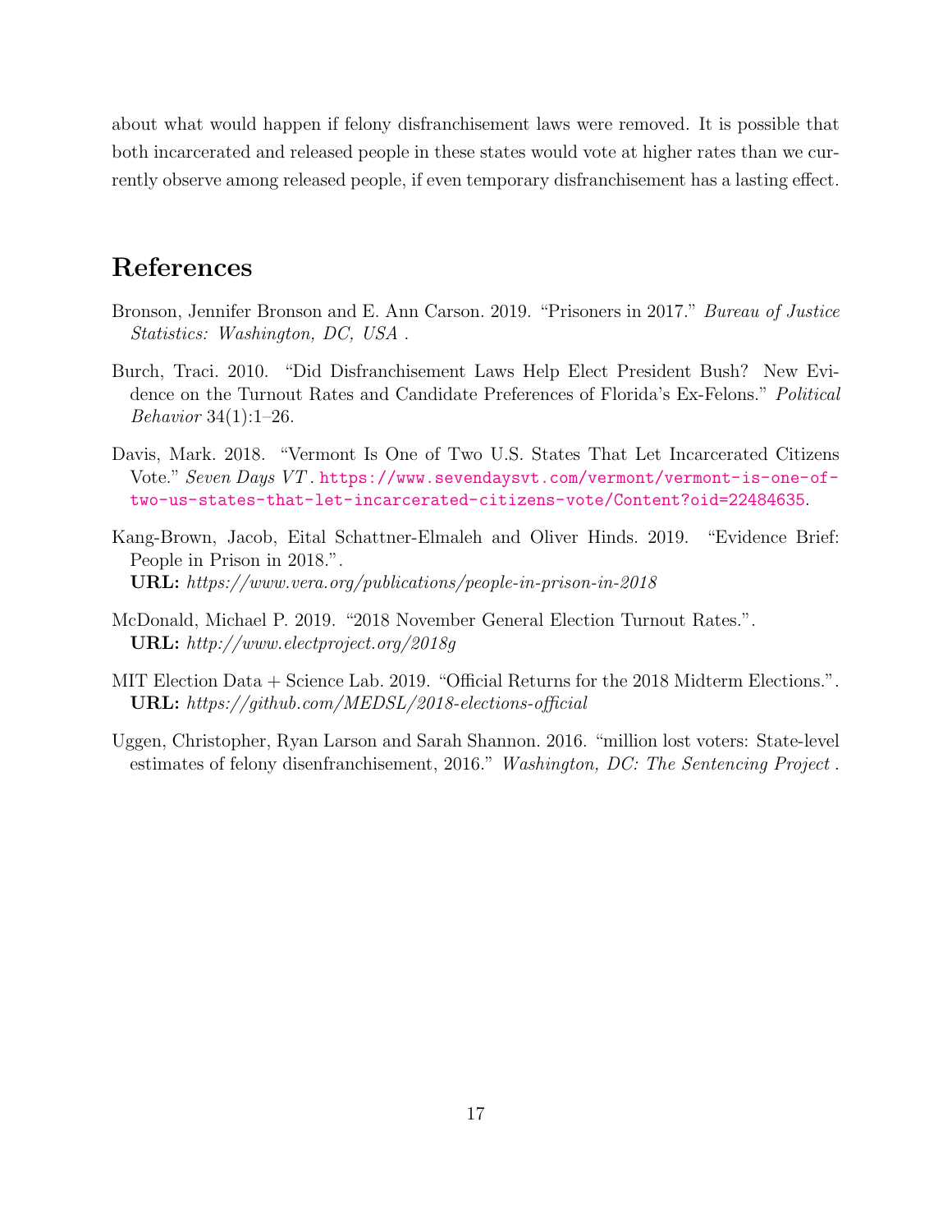about what would happen if felony disfranchisement laws were removed. It is possible that both incarcerated and released people in these states would vote at higher rates than we currently observe among released people, if even temporary disfranchisement has a lasting effect.

## References

Bronson, Jennifer Bronson and E. Ann Carson. 2019. "Prisoners in 2017." *Bureau of Justice Statistics: Washington, DC, USA* .

Burch, Traci. 2010. "Did Disfranchisement Laws Help Elect President Bush? New Evidence on the Turnout Rates and Candidate Preferences of Florida's Ex-Felons." *Political Behavior* 34(1):1–26.

Davis, Mark. 2018. "Vermont Is One of Two U.S. States That Let Incarcerated Citizens Vote." *Seven Days VT* . https://www.sevendaysvt.com/vermont/vermont-is-one-of-two-us-states-that-let-incarcerated-citizens-vote/Content?oid=22484635.

Kang-Brown, Jacob, Eital Schattner-Elmaleh and Oliver Hinds. 2019. "Evidence Brief: People in Prison in 2018.".
**URL:** *https://www.vera.org/publications/people-in-prison-in-2018*

McDonald, Michael P. 2019. "2018 November General Election Turnout Rates.".
**URL:** *http://www.electproject.org/2018g*

MIT Election Data + Science Lab. 2019. "Official Returns for the 2018 Midterm Elections.".
**URL:** *https://github.com/MEDSL/2018-elections-official*

Uggen, Christopher, Ryan Larson and Sarah Shannon. 2016. "million lost voters: State-level estimates of felony disenfranchisement, 2016." *Washington, DC: The Sentencing Project* .